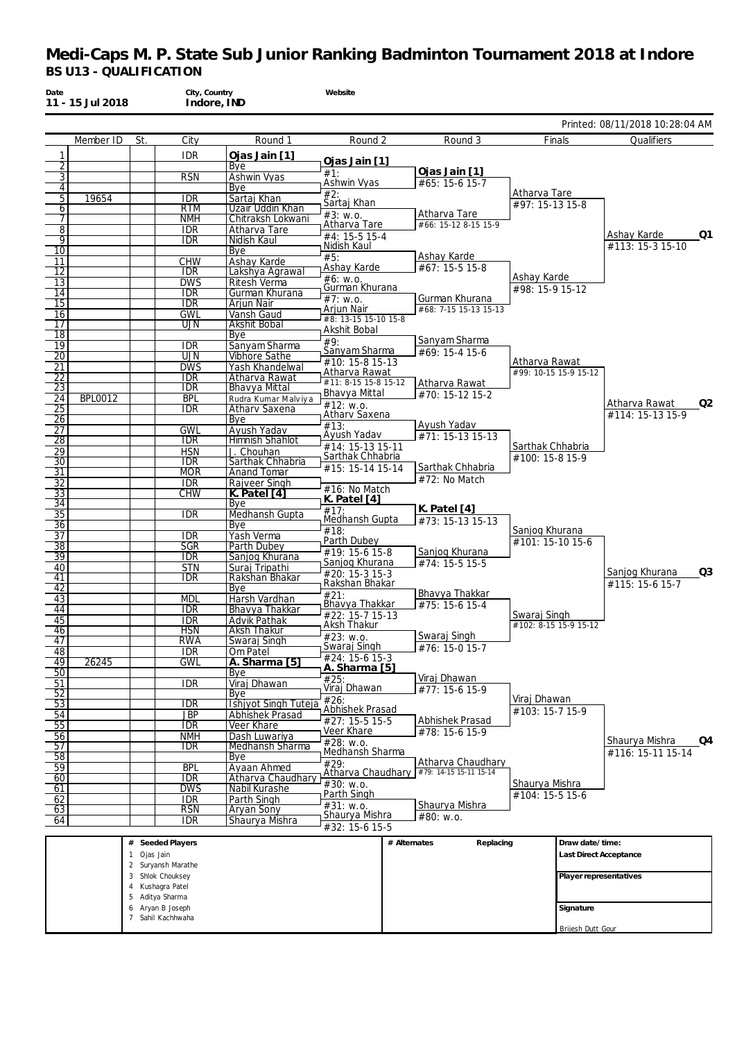# Medi-Caps M. P. State Sub Junior Ranking Badminton Tournament 2018 at Indore

## BS U13 - QUALIFICATION

**Date:** 11 - 15 Jul 2018
**City, Country:** Indore, IND
**Website**

Printed: 08/11/2018 10:28:04 AM

| # | Member ID | St. | City | Round 1 | Round 2 | Round 3 | Finals | Qualifiers |
|---|---|---|---|---|---|---|---|---|
| 1 | | | IDR | Ojas Jain [1] | Ojas Jain [1] | | | |
| 2 | | | | Bye | #1: | | | |
| 3 | | | RSN | Ashwin Vyas | Ashwin Vyas | Ojas Jain [1] | | |
| 4 | | | | Bye | #2: | #65: 15-6 15-7 | | |
| 5 | 19654 | | IDR | Sartaj Khan | Sartaj Khan | | Atharva Tare | |
| 6 | | | RTM | Uzair Uddin Khan | #3: w.o. | | #97: 15-13 15-8 | |
| 7 | | | NMH | Chitraksh Lokwani | Atharva Tare | Atharva Tare | | |
| 8 | | | IDR | Atharva Tare | #4: 15-5 15-4 | #66: 15-12 8-15 15-9 | | |
| 9 | | | IDR | Nidish Kaul | Nidish Kaul | | | Ashay Karde Q1 |
| 10 | | | | Bye | #5: | | | #113: 15-3 15-10 |
| 11 | | | CHW | Ashay Karde | Ashay Karde | Ashay Karde | | |
| 12 | | | IDR | Lakshya Agrawal | #6: w.o. | #67: 15-5 15-8 | | |
| 13 | | | DWS | Ritesh Verma | Gurman Khurana | | Ashay Karde | |
| 14 | | | IDR | Gurman Khurana | #7: w.o. | | #98: 15-9 15-12 | |
| 15 | | | IDR | Arjun Nair | Arjun Nair | Gurman Khurana | | |
| 16 | | | GWL | Vansh Gaud | #8: 13-15 15-10 15-8 | #68: 7-15 15-13 15-13 | | |
| 17 | | | UJN | Akshit Bobal | Akshit Bobal | | | |
| 18 | | | | Bye | #9: | | | |
| 19 | | | IDR | Sanyam Sharma | Sanyam Sharma | Sanyam Sharma | | |
| 20 | | | UJN | Vibhore Sathe | #10: 15-8 15-13 | #69: 15-4 15-6 | | |
| 21 | | | DWS | Yash Khandelwal | Atharva Rawat | | Atharva Rawat | |
| 22 | | | IDR | Atharva Rawat | #11: 8-15 15-8 15-12 | | #99: 10-15 15-9 15-12 | |
| 23 | | | IDR | Bhavya Mittal | Bhavya Mittal | Atharva Rawat | | |
| 24 | BPL0012 | | BPL | Rudra Kumar Malviya | #12: w.o. | #70: 15-12 15-2 | | |
| 25 | | | IDR | Atharv Saxena | Atharv Saxena | | | Atharva Rawat Q2 |
| 26 | | | | Bye | #13: | | | #114: 15-13 15-9 |
| 27 | | | GWL | Ayush Yadav | Ayush Yadav | Ayush Yadav | | |
| 28 | | | IDR | Himnish Shahlot | #14: 15-13 15-11 | #71: 15-13 15-13 | | |
| 29 | | | HSN | J. Chouhan | Sarthak Chhabria | | Sarthak Chhabria | |
| 30 | | | IDR | Sarthak Chhabria | #15: 15-14 15-14 | | #100: 15-8 15-9 | |
| 31 | | | MOR | Anand Tomar | | Sarthak Chhabria | | |
| 32 | | | IDR | Rajveer Singh | #16: No Match | #72: No Match | | |
| 33 | | | CHW | K. Patel [4] | K. Patel [4] | | | |
| 34 | | | | Bye | #17: | | | |
| 35 | | | IDR | Medhansh Gupta | Medhansh Gupta | K. Patel [4] | | |
| 36 | | | | Bye | #18: | #73: 15-13 15-13 | | |
| 37 | | | IDR | Yash Verma | Parth Dubey | | Sanjog Khurana | |
| 38 | | | SGR | Parth Dubey | #19: 15-6 15-8 | | #101: 15-10 15-6 | |
| 39 | | | IDR | Sanjog Khurana | Sanjog Khurana | Sanjog Khurana | | |
| 40 | | | STN | Suraj Tripathi | #20: 15-3 15-3 | #74: 15-5 15-5 | | |
| 41 | | | IDR | Rakshan Bhakar | Rakshan Bhakar | | | Sanjog Khurana Q3 |
| 42 | | | | Bye | #21: | | | #115: 15-6 15-7 |
| 43 | | | MDL | Harsh Vardhan | Bhavya Thakkar | Bhavya Thakkar | | |
| 44 | | | IDR | Bhavya Thakkar | #22: 15-7 15-13 | #75: 15-6 15-4 | | |
| 45 | | | IDR | Advik Pathak | Aksh Thakur | | Swaraj Singh | |
| 46 | | | HSN | Aksh Thakur | #23: w.o. | | #102: 8-15 15-9 15-12 | |
| 47 | | | RWA | Swaraj Singh | Swaraj Singh | Swaraj Singh | | |
| 48 | | | IDR | Om Patel | #24: 15-6 15-3 | #76: 15-0 15-7 | | |
| 49 | 26245 | | GWL | A. Sharma [5] | A. Sharma [5] | | | |
| 50 | | | | Bye | #25: | | | |
| 51 | | | IDR | Viraj Dhawan | Viraj Dhawan | Viraj Dhawan | | |
| 52 | | | | Bye | #26: | #77: 15-6 15-9 | | |
| 53 | | | IDR | Ishjyot Singh Tuteja | Abhishek Prasad | | Viraj Dhawan | |
| 54 | | | JBP | Abhishek Prasad | #27: 15-5 15-5 | | #103: 15-7 15-9 | |
| 55 | | | IDR | Veer Khare | Veer Khare | Abhishek Prasad | | |
| 56 | | | NMH | Dash Luwariya | #28: w.o. | #78: 15-6 15-9 | | |
| 57 | | | IDR | Medhansh Sharma | Medhansh Sharma | | | Shaurya Mishra Q4 |
| 58 | | | | Bye | #29: | | | #116: 15-11 15-14 |
| 59 | | | BPL | Ayaan Ahmed | Atharva Chaudhary | Atharva Chaudhary | | |
| 60 | | | IDR | Atharva Chaudhary | #30: w.o. | #79: 14-15 15-11 15-14 | | |
| 61 | | | DWS | Nabil Kurashe | Parth Singh | | Shaurya Mishra | |
| 62 | | | IDR | Parth Singh | #31: w.o. | | #104: 15-5 15-6 | |
| 63 | | | RSN | Aryan Sony | Shaurya Mishra | Shaurya Mishra | | |
| 64 | | | IDR | Shaurya Mishra | #32: 15-6 15-5 | #80: w.o. | | |

| # | Seeded Players |
|---|---|
| 1 | Ojas Jain |
| 2 | Suryansh Marathe |
| 3 | Shlok Chouksey |
| 4 | Kushagra Patel |
| 5 | Aditya Sharma |
| 6 | Aryan B Joseph |
| 7 | Sahil Kachhwaha |

**# Alternates** | **Replacing**

**Draw date/time:**

**Last Direct Acceptance**

**Player representatives**

**Signature**

Brijesh Dutt Gour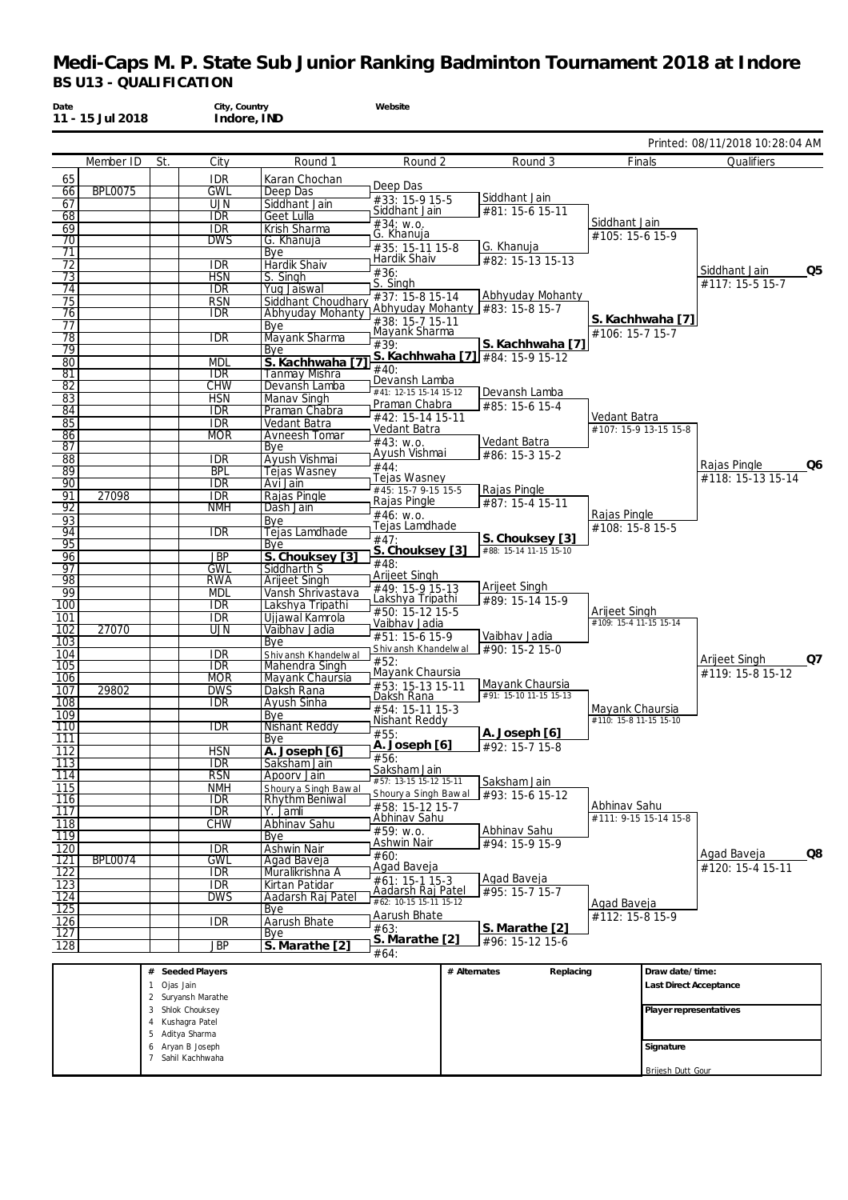# Medi-Caps M. P. State Sub Junior Ranking Badminton Tournament 2018 at Indore

**BS U13 - QUALIFICATION**

| Date | City, Country | Website |
|---|---|---|
| 11 - 15 Jul 2018 | Indore, IND | |

Printed: 08/11/2018 10:28:04 AM

| # | Member ID | St. | City | Round 1 |
|---|---|---|---|---|
| 65 | | | IDR | Karan Chochan |
| 66 | BPL0075 | | GWL | Deep Das |
| 67 | | | UJN | Siddhant Jain |
| 68 | | | IDR | Geet Lulla |
| 69 | | | IDR | Krish Sharma |
| 70 | | | DWS | G. Khanuja |
| 71 | | | | Bye |
| 72 | | | IDR | Hardik Shaiv |
| 73 | | | HSN | S. Singh |
| 74 | | | IDR | Yug Jaiswal |
| 75 | | | RSN | Siddhant Choudhary |
| 76 | | | IDR | Abhyuday Mohanty |
| 77 | | | | Bye |
| 78 | | | IDR | Mayank Sharma |
| 79 | | | | Bye |
| 80 | | | MDL | **S. Kachhwaha [7]** |
| 81 | | | IDR | Tanmay Mishra |
| 82 | | | CHW | Devansh Lamba |
| 83 | | | HSN | Manav Singh |
| 84 | | | IDR | Praman Chabra |
| 85 | | | IDR | Vedant Batra |
| 86 | | | MOR | Avneesh Tomar |
| 87 | | | | Bye |
| 88 | | | IDR | Ayush Vishmai |
| 89 | | | BPL | Tejas Wasney |
| 90 | | | IDR | Avi Jain |
| 91 | 27098 | | IDR | Rajas Pingle |
| 92 | | | NMH | Dash Jain |
| 93 | | | | Bye |
| 94 | | | IDR | Tejas Lamdhade |
| 95 | | | | Bye |
| 96 | | | JBP | **S. Chouksey [3]** |
| 97 | | | GWL | Siddharth S |
| 98 | | | RWA | Arijeet Singh |
| 99 | | | MDL | Vansh Shrivastava |
| 100 | | | IDR | Lakshya Tripathi |
| 101 | | | IDR | Ujjawal Kamrola |
| 102 | 27070 | | UJN | Vaibhav Jadia |
| 103 | | | | Bye |
| 104 | | | IDR | Shivansh Khandelwal |
| 105 | | | IDR | Mahendra Singh |
| 106 | | | MOR | Mayank Chaursia |
| 107 | 29802 | | DWS | Daksh Rana |
| 108 | | | IDR | Ayush Sinha |
| 109 | | | | Bye |
| 110 | | | IDR | Nishant Reddy |
| 111 | | | | Bye |
| 112 | | | HSN | **A. Joseph [6]** |
| 113 | | | IDR | Saksham Jain |
| 114 | | | RSN | Apoorv Jain |
| 115 | | | NMH | Shourya Singh Bawal |
| 116 | | | IDR | Rhythm Beniwal |
| 117 | | | IDR | Y. Jamli |
| 118 | | | CHW | Abhinav Sahu |
| 119 | | | | Bye |
| 120 | | | IDR | Ashwin Nair |
| 121 | BPL0074 | | GWL | Agad Baveja |
| 122 | | | IDR | Muralikrishna A |
| 123 | | | IDR | Kirtan Patidar |
| 124 | | | DWS | Aadarsh Raj Patel |
| 125 | | | | Bye |
| 126 | | | IDR | Aarush Bhate |
| 127 | | | | Bye |
| 128 | | | JBP | **S. Marathe [2]** |

**Round 2**

| Match | Winner | Score |
|---|---|---|
| #33 | Deep Das | 15-9 15-5 |
| #34 | Siddhant Jain | w.o. |
| #35 | G. Khanuja | 15-11 15-8 |
| #36 | Hardik Shaiv | |
| #37 | S. Singh | 15-8 15-14 |
| #38 | Abhyuday Mohanty | 15-7 15-11 |
| #39 | Mayank Sharma | |
| #40 | **S. Kachhwaha [7]** | |
| #41 | Devansh Lamba | 12-15 15-14 15-12 |
| #42 | Praman Chabra | 15-14 15-11 |
| #43 | Vedant Batra | w.o. |
| #44 | Ayush Vishmai | |
| #45 | Tejas Wasney | 15-7 9-15 15-5 |
| #46 | Rajas Pingle | w.o. |
| #47 | Tejas Lamdhade | |
| #48 | **S. Chouksey [3]** | |
| #49 | Arijeet Singh | 15-9 15-13 |
| #50 | Lakshya Tripathi | 15-12 15-5 |
| #51 | Vaibhav Jadia | 15-6 15-9 |
| #52 | Shivansh Khandelwal | |
| #53 | Mayank Chaursia | 15-13 15-11 |
| #54 | Daksh Rana | 15-11 15-3 |
| #55 | Nishant Reddy | |
| #56 | **A. Joseph [6]** | |
| #57 | Saksham Jain | 13-15 15-12 15-11 |
| #58 | Shourya Singh Bawal | 15-12 15-7 |
| #59 | Abhinav Sahu | w.o. |
| #60 | Ashwin Nair | |
| #61 | Agad Baveja | 15-1 15-3 |
| #62 | Aadarsh Raj Patel | 10-15 15-15 15-12 |
| #63 | Aarush Bhate | |
| #64 | **S. Marathe [2]** | |

**Round 3**

| Match | Winner | Score |
|---|---|---|
| #81 | Siddhant Jain | 15-6 15-11 |
| #82 | G. Khanuja | 15-13 15-13 |
| #83 | Abhyuday Mohanty | 15-8 15-7 |
| #84 | **S. Kachhwaha [7]** | 15-9 15-12 |
| #85 | Devansh Lamba | 15-6 15-4 |
| #86 | Vedant Batra | 15-3 15-2 |
| #87 | Rajas Pingle | 15-4 15-11 |
| #88 | **S. Chouksey [3]** | 15-14 11-15 15-10 |
| #89 | Arijeet Singh | 15-14 15-9 |
| #90 | Vaibhav Jadia | 15-2 15-0 |
| #91 | Mayank Chaursia | 15-10 11-15 15-13 |
| #92 | **A. Joseph [6]** | 15-7 15-8 |
| #93 | Saksham Jain | 15-6 15-12 |
| #94 | Abhinav Sahu | 15-9 15-9 |
| #95 | Agad Baveja | 15-7 15-7 |
| #96 | **S. Marathe [2]** | 15-12 15-6 |

**Finals**

| Match | Winner | Score |
|---|---|---|
| #105 | Siddhant Jain | 15-6 15-9 |
| #106 | **S. Kachhwaha [7]** | 15-7 15-7 |
| #107 | Vedant Batra | 15-9 13-15 15-8 |
| #108 | Rajas Pingle | 15-8 15-5 |
| #109 | Arijeet Singh | 15-4 11-15 15-14 |
| #110 | Mayank Chaursia | 15-8 11-15 15-10 |
| #111 | Abhinav Sahu | 9-15 15-14 15-8 |
| #112 | Agad Baveja | 15-8 15-9 |

**Qualifiers**

| Match | Qualifier | Score | |
|---|---|---|---|
| #117 | Siddhant Jain | 15-5 15-7 | Q5 |
| #118 | Rajas Pingle | 15-13 15-14 | Q6 |
| #119 | Arijeet Singh | 15-8 15-12 | Q7 |
| #120 | Agad Baveja | 15-4 11-15 | Q8 |

| # | Seeded Players |
|---|---|
| 1 | Ojas Jain |
| 2 | Suryansh Marathe |
| 3 | Shlok Chouksey |
| 4 | Kushagra Patel |
| 5 | Aditya Sharma |
| 6 | Aryan B Joseph |
| 7 | Sahil Kachhwaha |

# Alternates | Replacing

**Draw date/time:**

**Last Direct Acceptance**

**Player representatives**

**Signature**

Brijesh Dutt Gour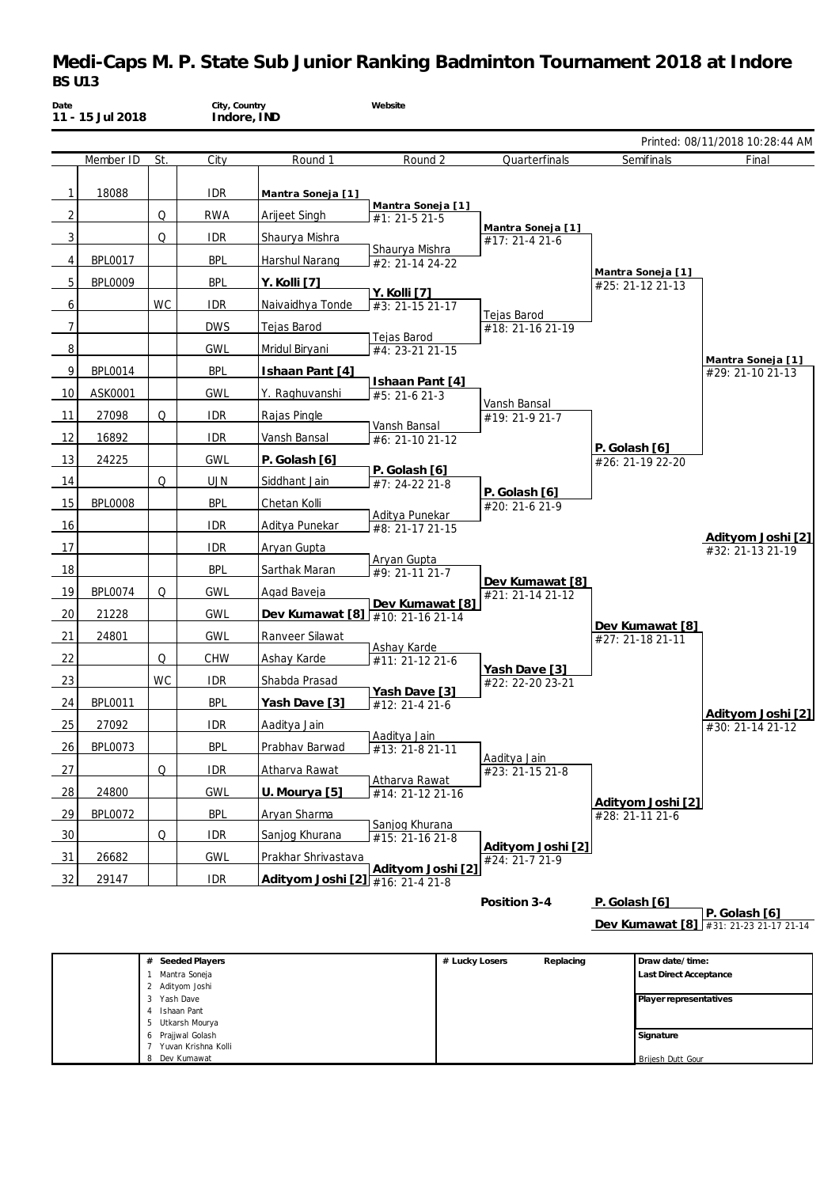# Medi-Caps M. P. State Sub Junior Ranking Badminton Tournament 2018 at Indore

**BS U13**

| Date | City, Country | Website |
|---|---|---|
| 11 - 15 Jul 2018 | Indore, IND | |

Printed: 08/11/2018 10:28:44 AM

| # | Member ID | St. | City | Round 1 | Round 2 | Quarterfinals | Semifinals | Final |
|---|---|---|---|---|---|---|---|---|
| 1 | 18088 | | IDR | **Mantra Soneja [1]** | | | | |
| | | | | | **Mantra Soneja [1]** #1: 21-5 21-5 | | | |
| 2 | | Q | RWA | Arijeet Singh | | | | |
| | | | | | | **Mantra Soneja [1]** #17: 21-4 21-6 | | |
| 3 | | Q | IDR | Shaurya Mishra | | | | |
| | | | | | Shaurya Mishra #2: 21-14 24-22 | | | |
| 4 | BPL0017 | | BPL | Harshul Narang | | | | |
| | | | | | | | **Mantra Soneja [1]** #25: 21-12 21-13 | |
| 5 | BPL0009 | | BPL | **Y. Kolli [7]** | | | | |
| | | | | | **Y. Kolli [7]** #3: 21-15 21-17 | | | |
| 6 | | WC | IDR | Naivaidhya Tonde | | | | |
| | | | | | | Tejas Barod #18: 21-16 21-19 | | |
| 7 | | | DWS | Tejas Barod | | | | |
| | | | | | Tejas Barod #4: 23-21 21-15 | | | |
| 8 | | | GWL | Mridul Biryani | | | | |
| | | | | | | | | **Mantra Soneja [1]** #29: 21-10 21-13 |
| 9 | BPL0014 | | BPL | **Ishaan Pant [4]** | | | | |
| | | | | | **Ishaan Pant [4]** #5: 21-6 21-3 | | | |
| 10 | ASK0001 | | GWL | Y. Raghuvanshi | | | | |
| | | | | | | Vansh Bansal #19: 21-9 21-7 | | |
| 11 | 27098 | Q | IDR | Rajas Pingle | | | | |
| | | | | | Vansh Bansal #6: 21-10 21-12 | | | |
| 12 | 16892 | | IDR | Vansh Bansal | | | | |
| | | | | | | | **P. Golash [6]** #26: 21-19 22-20 | |
| 13 | 24225 | | GWL | **P. Golash [6]** | | | | |
| | | | | | **P. Golash [6]** #7: 24-22 21-8 | | | |
| 14 | | Q | UJN | Siddhant Jain | | | | |
| | | | | | | **P. Golash [6]** #20: 21-6 21-9 | | |
| 15 | BPL0008 | | BPL | Chetan Kolli | | | | |
| | | | | | Aditya Punekar #8: 21-17 21-15 | | | |
| 16 | | | IDR | Aditya Punekar | | | | |
| | | | | | | | | **Adityom Joshi [2]** #32: 21-13 21-19 |
| 17 | | | IDR | Aryan Gupta | | | | |
| | | | | | Aryan Gupta #9: 21-11 21-7 | | | |
| 18 | | | BPL | Sarthak Maran | | | | |
| | | | | | | **Dev Kumawat [8]** #21: 21-14 21-12 | | |
| 19 | BPL0074 | Q | GWL | Agad Baveja | | | | |
| | | | | | **Dev Kumawat [8]** #10: 21-16 21-14 | | | |
| 20 | 21228 | | GWL | **Dev Kumawat [8]** | | | | |
| | | | | | | | **Dev Kumawat [8]** #27: 21-18 21-11 | |
| 21 | 24801 | | GWL | Ranveer Silawat | | | | |
| | | | | | Ashay Karde #11: 21-12 21-6 | | | |
| 22 | | Q | CHW | Ashay Karde | | | | |
| | | | | | | **Yash Dave [3]** #22: 22-20 23-21 | | |
| 23 | | WC | IDR | Shabda Prasad | | | | |
| | | | | | **Yash Dave [3]** #12: 21-4 21-6 | | | |
| 24 | BPL0011 | | BPL | **Yash Dave [3]** | | | | |
| | | | | | | | | **Adityom Joshi [2]** #30: 21-14 21-12 |
| 25 | 27092 | | IDR | Aaditya Jain | | | | |
| | | | | | Aaditya Jain #13: 21-8 21-11 | | | |
| 26 | BPL0073 | | BPL | Prabhav Barwad | | | | |
| | | | | | | Aaditya Jain #23: 21-15 21-8 | | |
| 27 | | Q | IDR | Atharva Rawat | | | | |
| | | | | | Atharva Rawat #14: 21-12 21-16 | | | |
| 28 | 24800 | | GWL | **U. Mourya [5]** | | | | |
| | | | | | | | **Adityom Joshi [2]** #28: 21-11 21-6 | |
| 29 | BPL0072 | | BPL | Aryan Sharma | | | | |
| | | | | | Sanjog Khurana #15: 21-16 21-8 | | | |
| 30 | | Q | IDR | Sanjog Khurana | | | | |
| | | | | | | **Adityom Joshi [2]** #24: 21-7 21-9 | | |
| 31 | 26682 | | GWL | Prakhar Shrivastava | | | | |
| | | | | | **Adityom Joshi [2]** #16: 21-4 21-8 | | | |
| 32 | 29147 | | IDR | **Adityom Joshi [2]** | | | | |

**Position 3-4**

| | |
|---|---|
| **P. Golash [6]** | |
| | **P. Golash [6]** #31: 21-23 21-17 21-14 |
| **Dev Kumawat [8]** | |

| # | Seeded Players |
|---|---|
| 1 | Mantra Soneja |
| 2 | Adityom Joshi |
| 3 | Yash Dave |
| 4 | Ishaan Pant |
| 5 | Utkarsh Mourya |
| 6 | Prajjwal Golash |
| 7 | Yuvan Krishna Kolli |
| 8 | Dev Kumawat |

| # Lucky Losers | Replacing |
|---|---|
| | |

Draw date/time:

Last Direct Acceptance

Player representatives

Signature

Brijesh Dutt Gour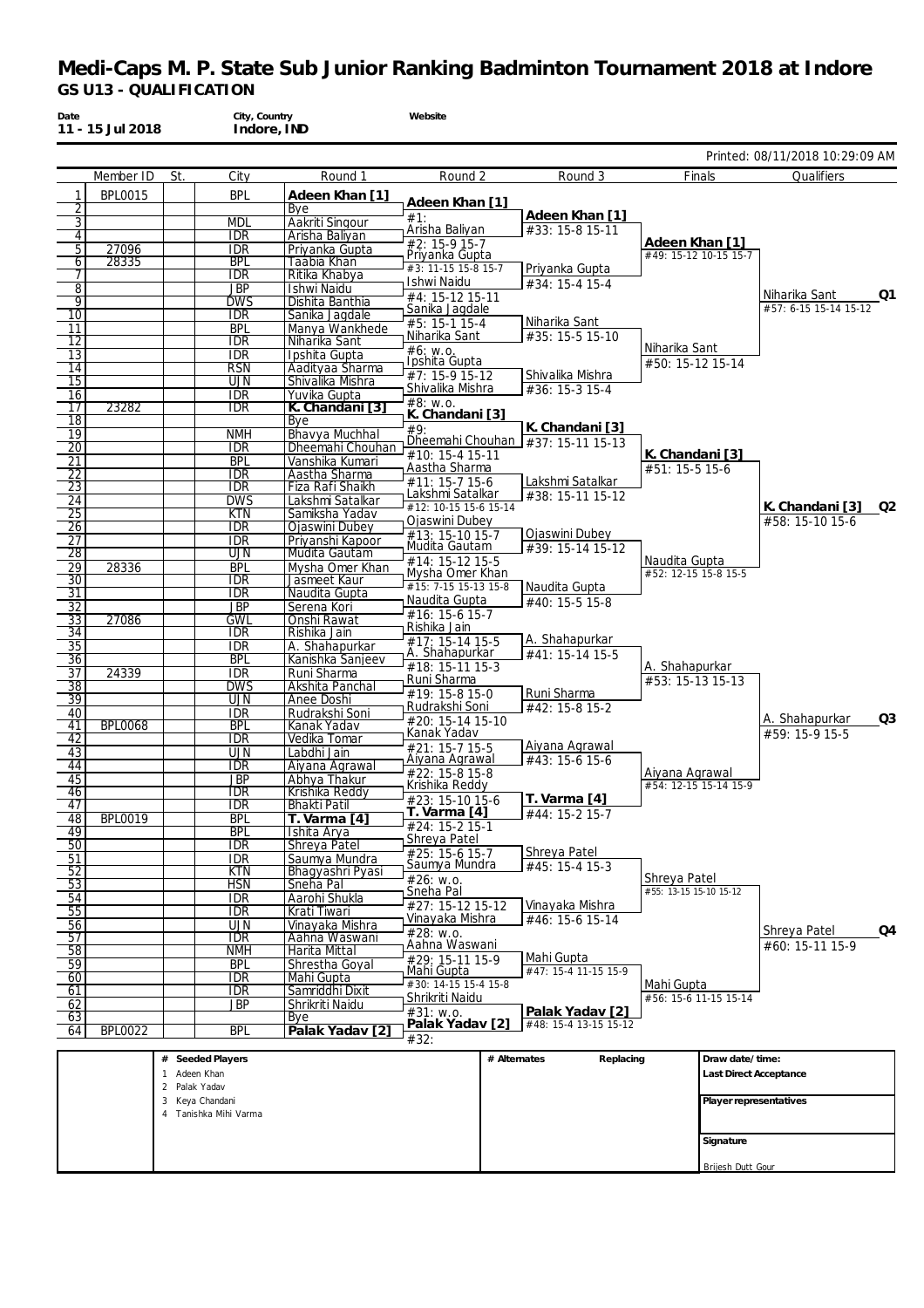# Medi-Caps M. P. State Sub Junior Ranking Badminton Tournament 2018 at Indore

## GS U13 - QUALIFICATION

**Date** 11 - 15 Jul 2018 | **City, Country** Indore, IND | **Website**

Printed: 08/11/2018 10:29:09 AM

| # | Member ID | St. | City | Round 1 |
|---|---|---|---|---|
| 1 | BPL0015 | | BPL | Adeen Khan [1] |
| 2 | | | | Bye |
| 3 | | | MDL | Aakriti Singour |
| 4 | | | IDR | Arisha Baliyan |
| 5 | 27096 | | IDR | Priyanka Gupta |
| 6 | 28335 | | BPL | Taabia Khan |
| 7 | | | IDR | Ritika Khabya |
| 8 | | | JBP | Ishwi Naidu |
| 9 | | | DWS | Dishita Banthia |
| 10 | | | IDR | Sanika Jagdale |
| 11 | | | BPL | Manya Wankhede |
| 12 | | | IDR | Niharika Sant |
| 13 | | | IDR | Ipshita Gupta |
| 14 | | | RSN | Aadityaa Sharma |
| 15 | | | UJN | Shivalika Mishra |
| 16 | | | IDR | Yuvika Gupta |
| 17 | 23282 | | IDR | K. Chandani [3] |
| 18 | | | | Bye |
| 19 | | | NMH | Bhavya Muchhal |
| 20 | | | IDR | Dheemahi Chouhan |
| 21 | | | BPL | Vanshika Kumari |
| 22 | | | IDR | Aastha Sharma |
| 23 | | | IDR | Fiza Rafi Shaikh |
| 24 | | | DWS | Lakshmi Satalkar |
| 25 | | | KTN | Samiksha Yadav |
| 26 | | | IDR | Ojaswini Dubey |
| 27 | | | IDR | Priyanshi Kapoor |
| 28 | | | UJN | Mudita Gautam |
| 29 | 28336 | | BPL | Mysha Omer Khan |
| 30 | | | IDR | Jasmeet Kaur |
| 31 | | | IDR | Naudita Gupta |
| 32 | | | JBP | Serena Kori |
| 33 | 27086 | | GWL | Onshi Rawat |
| 34 | | | IDR | Rishika Jain |
| 35 | | | IDR | A. Shahapurkar |
| 36 | | | BPL | Kanishka Sanjeev |
| 37 | 24339 | | IDR | Runi Sharma |
| 38 | | | DWS | Akshita Panchal |
| 39 | | | UJN | Anee Doshi |
| 40 | | | IDR | Rudrakshi Soni |
| 41 | BPL0068 | | BPL | Kanak Yadav |
| 42 | | | IDR | Vedika Tomar |
| 43 | | | UJN | Labdhi Jain |
| 44 | | | IDR | Aiyana Agrawal |
| 45 | | | JBP | Abhya Thakur |
| 46 | | | IDR | Krishika Reddy |
| 47 | | | IDR | Bhakti Patil |
| 48 | BPL0019 | | BPL | T. Varma [4] |
| 49 | | | BPL | Ishita Arya |
| 50 | | | IDR | Shreya Patel |
| 51 | | | IDR | Saumya Mundra |
| 52 | | | KTN | Bhagyashri Pyasi |
| 53 | | | HSN | Sneha Pal |
| 54 | | | IDR | Aarohi Shukla |
| 55 | | | IDR | Krati Tiwari |
| 56 | | | UJN | Vinayaka Mishra |
| 57 | | | IDR | Aahna Waswani |
| 58 | | | NMH | Harita Mittal |
| 59 | | | BPL | Shrestha Goyal |
| 60 | | | IDR | Mahi Gupta |
| 61 | | | IDR | Samriddhi Dixit |
| 62 | | | JBP | Shrikriti Naidu |
| 63 | | | | Bye |
| 64 | BPL0022 | | BPL | Palak Yadav [2] |

### Round 2

| Match | Winner | Score |
|---|---|---|
| #1 | Adeen Khan [1] | |
| #2 | Arisha Baliyan | 15-9 15-7 |
| #3 | Priyanka Gupta | 11-15 15-8 15-7 |
| #4 | Ishwi Naidu | 15-12 15-11 |
| #5 | Sanika Jagdale | 15-1 15-4 |
| #6 | Niharika Sant | w.o. |
| #7 | Ipshita Gupta | 15-9 15-12 |
| #8 | Shivalika Mishra | w.o. |
| #9 | K. Chandani [3] | |
| #10 | Dheemahi Chouhan | 15-4 15-11 |
| #11 | Aastha Sharma | 15-7 15-6 |
| #12 | Lakshmi Satalkar | 10-15 15-6 15-14 |
| #13 | Ojaswini Dubey | 15-10 15-7 |
| #14 | Mudita Gautam | 15-12 15-5 |
| #15 | Mysha Omer Khan | 7-15 15-13 15-8 |
| #16 | Naudita Gupta | 15-6 15-7 |
| #17 | Rishika Jain | 15-14 15-5 |
| #18 | A. Shahapurkar | 15-11 15-3 |
| #19 | Runi Sharma | 15-8 15-0 |
| #20 | Rudrakshi Soni | 15-14 15-10 |
| #21 | Kanak Yadav | 15-7 15-5 |
| #22 | Aiyana Agrawal | 15-8 15-8 |
| #23 | Krishika Reddy | 15-10 15-6 |
| #24 | T. Varma [4] | 15-2 15-1 |
| #25 | Shreya Patel | 15-6 15-7 |
| #26 | Saumya Mundra | w.o. |
| #27 | Sneha Pal | 15-12 15-12 |
| #28 | Vinayaka Mishra | w.o. |
| #29 | Aahna Waswani | 15-11 15-9 |
| #30 | Mahi Gupta | 14-15 15-4 15-8 |
| #31 | Shrikriti Naidu | w.o. |
| #32 | Palak Yadav [2] | |

### Round 3

| Match | Winner | Score |
|---|---|---|
| #33 | Adeen Khan [1] | 15-8 15-11 |
| #34 | Priyanka Gupta | 15-4 15-4 |
| #35 | Niharika Sant | 15-5 15-10 |
| #36 | Shivalika Mishra | 15-3 15-4 |
| #37 | K. Chandani [3] | 15-11 15-13 |
| #38 | Lakshmi Satalkar | 15-11 15-12 |
| #39 | Ojaswini Dubey | 15-14 15-12 |
| #40 | Naudita Gupta | 15-5 15-8 |
| #41 | A. Shahapurkar | 15-14 15-5 |
| #42 | Runi Sharma | 15-8 15-2 |
| #43 | Aiyana Agrawal | 15-6 15-6 |
| #44 | T. Varma [4] | 15-2 15-7 |
| #45 | Shreya Patel | 15-4 15-3 |
| #46 | Vinayaka Mishra | 15-6 15-14 |
| #47 | Mahi Gupta | 15-4 11-15 15-9 |
| #48 | Palak Yadav [2] | 15-4 13-15 15-12 |

### Finals

| Match | Winner | Score |
|---|---|---|
| #49 | Adeen Khan [1] | 15-12 10-15 15-7 |
| #50 | Niharika Sant | 15-12 15-14 |
| #51 | K. Chandani [3] | 15-5 15-6 |
| #52 | Naudita Gupta | 12-15 15-8 15-5 |
| #53 | A. Shahapurkar | 15-13 15-13 |
| #54 | Aiyana Agrawal | 12-15 15-14 15-9 |
| #55 | Shreya Patel | 13-15 15-10 15-12 |
| #56 | Mahi Gupta | 15-6 11-15 15-14 |

### Qualifiers

| Match | Qualifier | Score | |
|---|---|---|---|
| #57 | Niharika Sant | 6-15 15-14 15-12 | Q1 |
| #58 | K. Chandani [3] | 15-10 15-6 | Q2 |
| #59 | A. Shahapurkar | 15-9 15-5 | Q3 |
| #60 | Shreya Patel | 15-11 15-9 | Q4 |

| # | Seeded Players |
|---|---|
| 1 | Adeen Khan |
| 2 | Palak Yadav |
| 3 | Keya Chandani |
| 4 | Tanishka Mihi Varma |

# Alternates | Replacing

Draw date/time:

Last Direct Acceptance

Player representatives

Signature

Brijesh Dutt Gour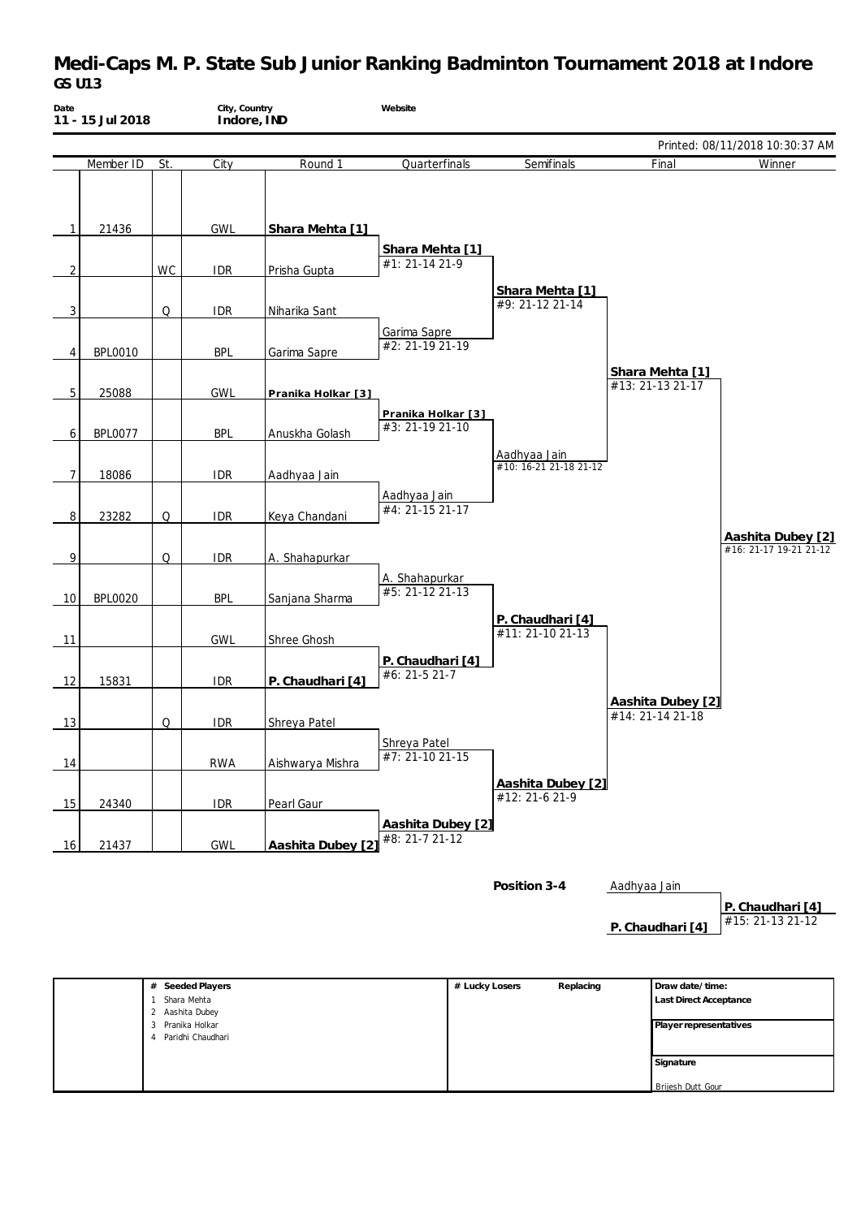# Medi-Caps M. P. State Sub Junior Ranking Badminton Tournament 2018 at Indore

**GS U13**

**Date**
11 - 15 Jul 2018

**City, Country**
Indore, IND

**Website**

Printed: 08/11/2018 10:30:37 AM

| | Member ID | St. | City | Round 1 | Quarterfinals | Semifinals | Final | Winner |
|---|---|---|---|---|---|---|---|---|
| 1 | 21436 | | GWL | **Shara Mehta [1]** | | | | |
| | | | | | **Shara Mehta [1]** #1: 21-14 21-9 | | | |
| 2 | | WC | IDR | Prisha Gupta | | | | |
| | | | | | | **Shara Mehta [1]** #9: 21-12 21-14 | | |
| 3 | | Q | IDR | Niharika Sant | | | | |
| | | | | | Garima Sapre #2: 21-19 21-19 | | | |
| 4 | BPL0010 | | BPL | Garima Sapre | | | | |
| | | | | | | | **Shara Mehta [1]** #13: 21-13 21-17 | |
| 5 | 25088 | | GWL | **Pranika Holkar [3]** | | | | |
| | | | | | **Pranika Holkar [3]** #3: 21-19 21-10 | | | |
| 6 | BPL0077 | | BPL | Anuskha Golash | | | | |
| | | | | | | Aadhyaa Jain #10: 16-21 21-18 21-12 | | |
| 7 | 18086 | | IDR | Aadhyaa Jain | | | | |
| | | | | | Aadhyaa Jain #4: 21-15 21-17 | | | |
| 8 | 23282 | Q | IDR | Keya Chandani | | | | |
| | | | | | | | | **Aashita Dubey [2]** #16: 21-17 19-21 21-12 |
| 9 | | Q | IDR | A. Shahapurkar | | | | |
| | | | | | A. Shahapurkar #5: 21-12 21-13 | | | |
| 10 | BPL0020 | | BPL | Sanjana Sharma | | | | |
| | | | | | | **P. Chaudhari [4]** #11: 21-10 21-13 | | |
| 11 | | | GWL | Shree Ghosh | | | | |
| | | | | | **P. Chaudhari [4]** #6: 21-5 21-7 | | | |
| 12 | 15831 | | IDR | **P. Chaudhari [4]** | | | | |
| | | | | | | | **Aashita Dubey [2]** #14: 21-14 21-18 | |
| 13 | | Q | IDR | Shreya Patel | | | | |
| | | | | | Shreya Patel #7: 21-10 21-15 | | | |
| 14 | | | RWA | Aishwarya Mishra | | | | |
| | | | | | | **Aashita Dubey [2]** #12: 21-6 21-9 | | |
| 15 | 24340 | | IDR | Pearl Gaur | | | | |
| | | | | | **Aashita Dubey [2]** #8: 21-7 21-12 | | | |
| 16 | 21437 | | GWL | **Aashita Dubey [2]** | | | | |

**Position 3-4**

| | |
|---|---|
| Aadhyaa Jain | |
| | **P. Chaudhari [4]** #15: 21-13 21-12 |
| **P. Chaudhari [4]** | |

| # Seeded Players | # Lucky Losers | Replacing | Draw date/time: |
|---|---|---|---|
| 1 Shara Mehta | | | **Last Direct Acceptance** |
| 2 Aashita Dubey | | | |
| 3 Pranika Holkar | | | **Player representatives** |
| 4 Paridhi Chaudhari | | | |
| | | | **Signature** |
| | | | Brijesh Dutt Gour |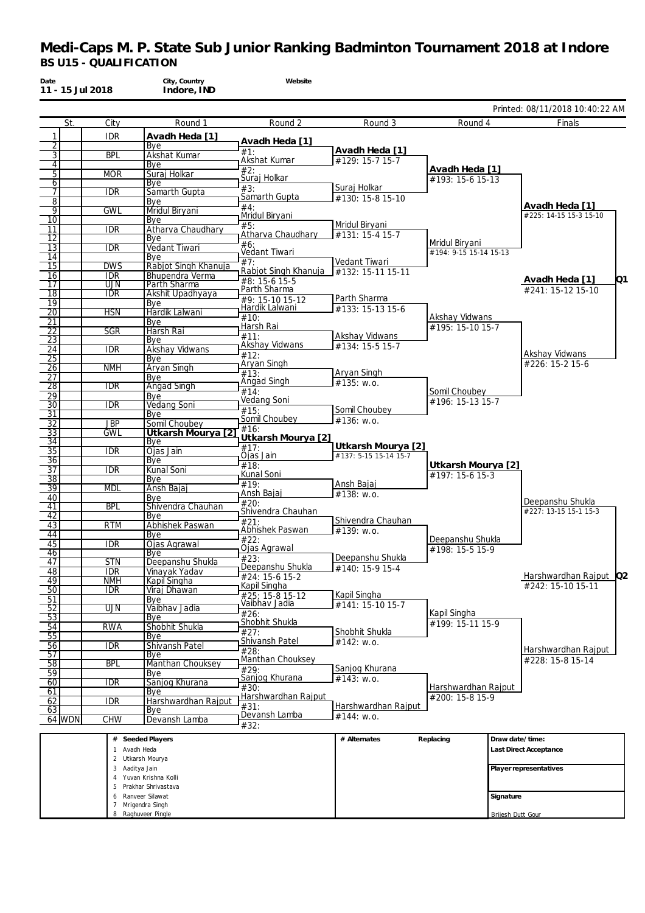# Medi-Caps M. P. State Sub Junior Ranking Badminton Tournament 2018 at Indore

**BS U15 - QUALIFICATION**

| Date | City, Country | Website |
|---|---|---|
| 11 - 15 Jul 2018 | Indore, IND | |

Printed: 08/11/2018 10:40:22 AM

| # | St. | City | Round 1 |
|---|---|---|---|
| 1 | | IDR | **Avadh Heda [1]** |
| 2 | | | Bye |
| 3 | | BPL | Akshat Kumar |
| 4 | | | Bye |
| 5 | | MOR | Suraj Holkar |
| 6 | | | Bye |
| 7 | | IDR | Samarth Gupta |
| 8 | | | Bye |
| 9 | | GWL | Mridul Biryani |
| 10 | | | Bye |
| 11 | | IDR | Atharva Chaudhary |
| 12 | | | Bye |
| 13 | | IDR | Vedant Tiwari |
| 14 | | | Bye |
| 15 | | DWS | Rabjot Singh Khanuja |
| 16 | | IDR | Bhupendra Verma |
| 17 | | UJN | Parth Sharma |
| 18 | | IDR | Akshit Upadhyaya |
| 19 | | | Bye |
| 20 | | HSN | Hardik Lalwani |
| 21 | | | Bye |
| 22 | | SGR | Harsh Rai |
| 23 | | | Bye |
| 24 | | IDR | Akshay Vidwans |
| 25 | | | Bye |
| 26 | | NMH | Aryan Singh |
| 27 | | | Bye |
| 28 | | IDR | Angad Singh |
| 29 | | | Bye |
| 30 | | IDR | Vedang Soni |
| 31 | | | Bye |
| 32 | | JBP | Somil Choubey |
| 33 | | GWL | **Utkarsh Mourya [2]** |
| 34 | | | Bye |
| 35 | | IDR | Ojas Jain |
| 36 | | | Bye |
| 37 | | IDR | Kunal Soni |
| 38 | | | Bye |
| 39 | | MDL | Ansh Bajaj |
| 40 | | | Bye |
| 41 | | BPL | Shivendra Chauhan |
| 42 | | | Bye |
| 43 | | RTM | Abhishek Paswan |
| 44 | | | Bye |
| 45 | | IDR | Ojas Agrawal |
| 46 | | | Bye |
| 47 | | STN | Deepanshu Shukla |
| 48 | | IDR | Vinayak Yadav |
| 49 | | NMH | Kapil Singha |
| 50 | | IDR | Viraj Dhawan |
| 51 | | | Bye |
| 52 | | UJN | Vaibhav Jadia |
| 53 | | | Bye |
| 54 | | RWA | Shobhit Shukla |
| 55 | | | Bye |
| 56 | | IDR | Shivansh Patel |
| 57 | | | Bye |
| 58 | | BPL | Manthan Chouksey |
| 59 | | | Bye |
| 60 | | IDR | Sanjog Khurana |
| 61 | | | Bye |
| 62 | | IDR | Harshwardhan Rajput |
| 63 | | | Bye |
| 64 | WDN | CHW | Devansh Lamba |

**Round 2**

| Match | Winner | Score |
|---|---|---|
| #1 | **Avadh Heda [1]** | |
| #2 | Akshat Kumar | |
| #3 | Suraj Holkar | |
| #4 | Samarth Gupta | |
| #5 | Mridul Biryani | |
| #6 | Atharva Chaudhary | |
| #7 | Vedant Tiwari | |
| #8 | Rabjot Singh Khanuja | 15-6 15-5 |
| #9 | Parth Sharma | 15-10 15-12 |
| #10 | Hardik Lalwani | |
| #11 | Harsh Rai | |
| #12 | Akshay Vidwans | |
| #13 | Aryan Singh | |
| #14 | Angad Singh | |
| #15 | Vedang Soni | |
| #16 | Somil Choubey | |
| #17 | **Utkarsh Mourya [2]** | |
| #18 | Ojas Jain | |
| #19 | Kunal Soni | |
| #20 | Ansh Bajaj | |
| #21 | Shivendra Chauhan | |
| #22 | Abhishek Paswan | |
| #23 | Ojas Agrawal | |
| #24 | Deepanshu Shukla | 15-6 15-2 |
| #25 | Kapil Singha | 15-8 15-12 |
| #26 | Vaibhav Jadia | |
| #27 | Shobhit Shukla | |
| #28 | Shivansh Patel | |
| #29 | Manthan Chouksey | |
| #30 | Sanjog Khurana | |
| #31 | Harshwardhan Rajput | |
| #32 | Devansh Lamba | |

**Round 3**

| Match | Winner | Score |
|---|---|---|
| #129 | **Avadh Heda [1]** | 15-7 15-7 |
| #130 | Suraj Holkar | 15-8 15-10 |
| #131 | Mridul Biryani | 15-4 15-7 |
| #132 | Vedant Tiwari | 15-11 15-11 |
| #133 | Parth Sharma | 15-13 15-6 |
| #134 | Akshay Vidwans | 15-5 15-7 |
| #135 | Aryan Singh | w.o. |
| #136 | Somil Choubey | w.o. |
| #137 | **Utkarsh Mourya [2]** | 5-15 15-14 15-7 |
| #138 | Ansh Bajaj | w.o. |
| #139 | Shivendra Chauhan | w.o. |
| #140 | Deepanshu Shukla | 15-9 15-4 |
| #141 | Kapil Singha | 15-10 15-7 |
| #142 | Shobhit Shukla | w.o. |
| #143 | Sanjog Khurana | w.o. |
| #144 | Harshwardhan Rajput | w.o. |

**Round 4**

| Match | Winner | Score |
|---|---|---|
| #193 | **Avadh Heda [1]** | 15-6 15-13 |
| #194 | Mridul Biryani | 9-15 15-14 15-13 |
| #195 | Akshay Vidwans | 15-10 15-7 |
| #196 | Somil Choubey | 15-13 15-7 |
| #197 | **Utkarsh Mourya [2]** | 15-6 15-3 |
| #198 | Deepanshu Shukla | 15-5 15-9 |
| #199 | Kapil Singha | 15-11 15-9 |
| #200 | Harshwardhan Rajput | 15-8 15-9 |

**Finals**

| Match | Winner | Score |
|---|---|---|
| #225 | **Avadh Heda [1]** | 14-15 15-3 15-10 |
| #226 | Akshay Vidwans | 15-2 15-6 |
| #227 | Deepanshu Shukla | 13-15 15-1 15-3 |
| #228 | Harshwardhan Rajput | 15-8 15-14 |
| #241 | **Avadh Heda [1]** (Q1) | 15-12 15-10 |
| #242 | Harshwardhan Rajput (Q2) | 15-10 15-11 |

| # | Seeded Players |
|---|---|
| 1 | Avadh Heda |
| 2 | Utkarsh Mourya |
| 3 | Aaditya Jain |
| 4 | Yuvan Krishna Kolli |
| 5 | Prakhar Shrivastava |
| 6 | Ranveer Silawat |
| 7 | Mrigendra Singh |
| 8 | Raghuveer Pingle |

| # Alternates | Replacing |
|---|---|
| | |

Draw date/time:

Last Direct Acceptance

Player representatives

Signature

Brijesh Dutt Gour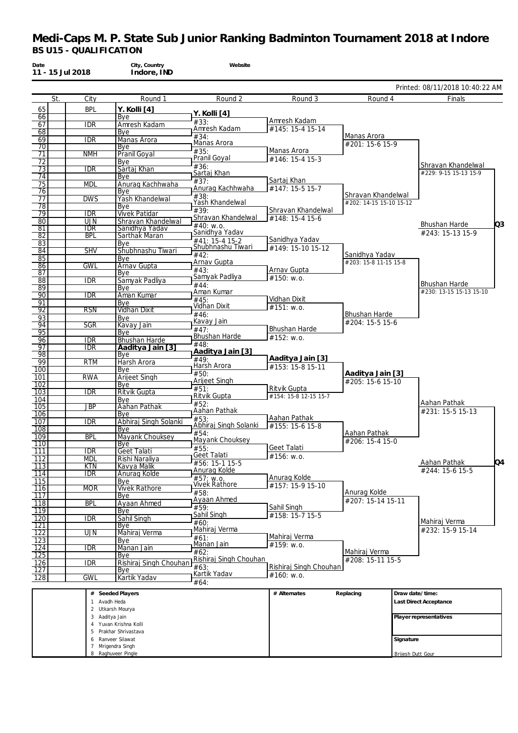# Medi-Caps M. P. State Sub Junior Ranking Badminton Tournament 2018 at Indore

**BS U15 - QUALIFICATION**

| Date | City, Country | Website |
|---|---|---|
| 11 - 15 Jul 2018 | Indore, IND | |

Printed: 08/11/2018 10:40:22 AM

| # | St. | City | Round 1 | Round 2 | Round 3 | Round 4 | Finals |
|---|---|---|---|---|---|---|---|
| 65 | | BPL | **Y. Kolli [4]** | **Y. Kolli [4]** | Amresh Kadam | Manas Arora | Shravan Khandelwal |
| 66 | | | Bye | #33: | #145: 15-4 15-14 | #201: 15-6 15-9 | #229: 9-15 15-13 15-9 |
| 67 | | IDR | Amresh Kadam | Amresh Kadam | | | |
| 68 | | | Bye | #34: | | | |
| 69 | | IDR | Manas Arora | Manas Arora | Manas Arora | | |
| 70 | | | Bye | #35: | #146: 15-4 15-3 | | |
| 71 | | NMH | Pranil Goyal | Pranil Goyal | | | |
| 72 | | | Bye | #36: | | | |
| 73 | | IDR | Sartaj Khan | Sartaj Khan | Sartaj Khan | Shravan Khandelwal | |
| 74 | | | Bye | #37: | #147: 15-5 15-7 | #202: 14-15 15-10 15-12 | |
| 75 | | MDL | Anurag Kachhwaha | Anurag Kachhwaha | | | |
| 76 | | | Bye | #38: | | | |
| 77 | | DWS | Yash Khandelwal | Yash Khandelwal | Shravan Khandelwal | | |
| 78 | | | Bye | #39: | #148: 15-4 15-6 | | |
| 79 | | IDR | Vivek Patidar | Shravan Khandelwal | | | |
| 80 | | UJN | Shravan Khandelwal | #40: w.o. | | | **Q3** Bhushan Harde |
| 81 | | IDR | Sanidhya Yadav | Sanidhya Yadav | Sanidhya Yadav | Sanidhya Yadav | #243: 15-13 15-9 |
| 82 | | BPL | Sarthak Maran | #41: 15-4 15-2 | #149: 15-10 15-12 | #203: 15-8 11-15 15-8 | |
| 83 | | | Bye | Shubhnashu Tiwari | | | |
| 84 | | SHV | Shubhnashu Tiwari | #42: | | | |
| 85 | | | Bye | Arnav Gupta | Arnav Gupta | | |
| 86 | | GWL | Arnav Gupta | #43: | #150: w.o. | | |
| 87 | | | Bye | Samyak Padliya | | | |
| 88 | | IDR | Samyak Padliya | #44: | | | Bhushan Harde |
| 89 | | | Bye | Aman Kumar | Vidhan Dixit | Bhushan Harde | #230: 13-15 15-13 15-10 |
| 90 | | IDR | Aman Kumar | #45: | #151: w.o. | #204: 15-5 15-6 | |
| 91 | | | Bye | Vidhan Dixit | | | |
| 92 | | RSN | Vidhan Dixit | #46: | | | |
| 93 | | | Bye | Kavay Jain | Bhushan Harde | | |
| 94 | | SGR | Kavay Jain | #47: | #152: w.o. | | |
| 95 | | | Bye | Bhushan Harde | | | |
| 96 | | IDR | Bhushan Harde | #48: | | | |
| 97 | | IDR | **Aaditya Jain [3]** | **Aaditya Jain [3]** | **Aaditya Jain [3]** | **Aaditya Jain [3]** | Aahan Pathak |
| 98 | | | Bye | #49: | #153: 15-8 15-11 | #205: 15-6 15-10 | #231: 15-5 15-13 |
| 99 | | RTM | Harsh Arora | Harsh Arora | | | |
| 100 | | | Bye | #50: | | | |
| 101 | | RWA | Arijeet Singh | Arijeet Singh | Ritvik Gupta | | |
| 102 | | | Bye | #51: | #154: 15-8 12-15 15-7 | | |
| 103 | | IDR | Ritvik Gupta | Ritvik Gupta | | | |
| 104 | | | Bye | #52: | | | |
| 105 | | JBP | Aahan Pathak | Aahan Pathak | Aahan Pathak | Aahan Pathak | |
| 106 | | | Bye | #53: | #155: 15-6 15-8 | #206: 15-4 15-0 | |
| 107 | | IDR | Abhiraj Singh Solanki | Abhiraj Singh Solanki | | | |
| 108 | | | Bye | #54: | | | |
| 109 | | BPL | Mayank Chouksey | Mayank Chouksey | Geet Talati | | |
| 110 | | | Bye | #55: | #156: w.o. | | |
| 111 | | IDR | Geet Talati | Geet Talati | | | |
| 112 | | MDL | Rishi Naraliya | #56: 15-1 15-5 | | | **Q4** Aahan Pathak |
| 113 | | KTN | Kavya Malik | Anurag Kolde | Anurag Kolde | Anurag Kolde | #244: 15-6 15-5 |
| 114 | | IDR | Anurag Kolde | #57: w.o. | #157: 15-9 15-10 | #207: 15-14 15-11 | |
| 115 | | | Bye | Vivek Rathore | | | |
| 116 | | MOR | Vivek Rathore | #58: | | | |
| 117 | | | Bye | Ayaan Ahmed | Sahil Singh | | |
| 118 | | BPL | Ayaan Ahmed | #59: | #158: 15-7 15-5 | | |
| 119 | | | Bye | Sahil Singh | | | |
| 120 | | IDR | Sahil Singh | #60: | | | Mahiraj Verma |
| 121 | | | Bye | Mahiraj Verma | Mahiraj Verma | Mahiraj Verma | #232: 15-9 15-14 |
| 122 | | UJN | Mahiraj Verma | #61: | #159: w.o. | #208: 15-11 15-5 | |
| 123 | | | Bye | Manan Jain | | | |
| 124 | | IDR | Manan Jain | #62: | | | |
| 125 | | | Bye | Rishiraj Singh Chouhan | Rishiraj Singh Chouhan | | |
| 126 | | IDR | Rishiraj Singh Chouhan | #63: | #160: w.o. | | |
| 127 | | | Bye | Kartik Yadav | | | |
| 128 | | GWL | Kartik Yadav | #64: | | | |

| # | Seeded Players |
|---|---|
| 1 | Avadh Heda |
| 2 | Utkarsh Mourya |
| 3 | Aaditya Jain |
| 4 | Yuvan Krishna Kolli |
| 5 | Prakhar Shrivastava |
| 6 | Ranveer Silawat |
| 7 | Mrigendra Singh |
| 8 | Raghuveer Pingle |

| # Alternates | Replacing |
|---|---|
| | |

Draw date/time:

Last Direct Acceptance

Player representatives

Signature

Brijesh Dutt Gour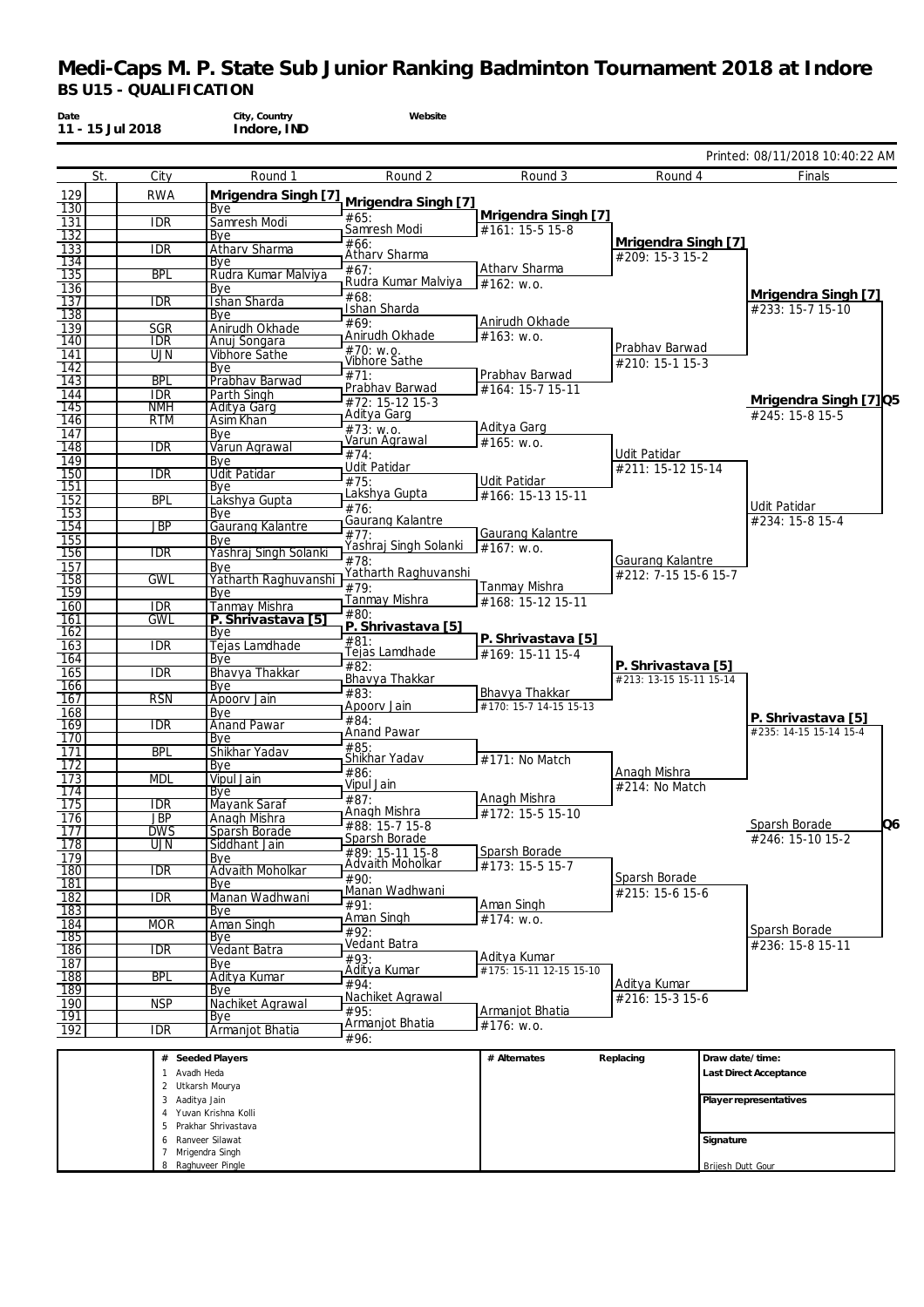# Medi-Caps M. P. State Sub Junior Ranking Badminton Tournament 2018 at Indore

**BS U15 - QUALIFICATION**

| Date | City, Country | Website |
|---|---|---|
| 11 - 15 Jul 2018 | Indore, IND | |

Printed: 08/11/2018 10:40:22 AM

| # | St. | City | Round 1 | Round 2 | Round 3 | Round 4 | Finals |
|---|---|---|---|---|---|---|---|
| 129 | | RWA | **Mrigendra Singh [7]** | **Mrigendra Singh [7]** | **Mrigendra Singh [7]** | **Mrigendra Singh [7]** | **Mrigendra Singh [7]** |
| 130 | | | Bye | #65: | #161: 15-5 15-8 | #209: 15-3 15-2 | #233: 15-7 15-10 |
| 131 | | IDR | Samresh Modi | Samresh Modi | | | |
| 132 | | | Bye | #66: | | | |
| 133 | | IDR | Atharv Sharma | Atharv Sharma | Atharv Sharma | | |
| 134 | | | Bye | #67: | #162: w.o. | | |
| 135 | | BPL | Rudra Kumar Malviya | Rudra Kumar Malviya | | | |
| 136 | | | Bye | #68: | | | |
| 137 | | IDR | Ishan Sharda | Ishan Sharda | Anirudh Okhade | Prabhav Barwad | |
| 138 | | | Bye | #69: | #163: w.o. | #210: 15-1 15-3 | |
| 139 | | SGR | Anirudh Okhade | Anirudh Okhade | | | |
| 140 | | IDR | Anuj Songara | #70: w.o. | | | |
| 141 | | UJN | Vibhore Sathe | Vibhore Sathe | Prabhav Barwad | | |
| 142 | | | Bye | #71: | #164: 15-7 15-11 | | |
| 143 | | BPL | Prabhav Barwad | Prabhav Barwad | | | |
| 144 | | IDR | Parth Singh | #72: 15-12 15-3 | | | |
| 145 | | NMH | Aditya Garg | Aditya Garg | Aditya Garg | Udit Patidar | Udit Patidar |
| 146 | | RTM | Asim Khan | #73: w.o. | #165: w.o. | #211: 15-12 15-14 | #234: 15-8 15-4 |
| 147 | | | Bye | Varun Agrawal | | | |
| 148 | | IDR | Varun Agrawal | #74: | | | |
| 149 | | | Bye | Udit Patidar | Udit Patidar | | |
| 150 | | IDR | Udit Patidar | #75: | #166: 15-13 15-11 | | |
| 151 | | | Bye | Lakshya Gupta | | | |
| 152 | | BPL | Lakshya Gupta | #76: | | | |
| 153 | | | Bye | Gaurang Kalantre | Gaurang Kalantre | Gaurang Kalantre | |
| 154 | | JBP | Gaurang Kalantre | #77: | #167: w.o. | #212: 7-15 15-6 15-7 | |
| 155 | | | Bye | Yashraj Singh Solanki | | | |
| 156 | | IDR | Yashraj Singh Solanki | #78: | | | |
| 157 | | | Bye | Yatharth Raghuvanshi | Tanmay Mishra | | |
| 158 | | GWL | Yatharth Raghuvanshi | #79: | #168: 15-12 15-11 | | |
| 159 | | | Bye | Tanmay Mishra | | | |
| 160 | | IDR | Tanmay Mishra | #80: | | | |
| 161 | | GWL | **P. Shrivastava [5]** | **P. Shrivastava [5]** | **P. Shrivastava [5]** | **P. Shrivastava [5]** | **P. Shrivastava [5]** |
| 162 | | | Bye | #81: | #169: 15-11 15-4 | #213: 13-15 15-11 15-14 | #235: 14-15 15-14 15-4 |
| 163 | | IDR | Tejas Lamdhade | Tejas Lamdhade | | | |
| 164 | | | Bye | #82: | | | |
| 165 | | IDR | Bhavya Thakkar | Bhavya Thakkar | Bhavya Thakkar | | |
| 166 | | | Bye | #83: | #170: 15-7 14-15 15-13 | | |
| 167 | | RSN | Apoorv Jain | Apoorv Jain | | | |
| 168 | | | Bye | #84: | | | |
| 169 | | IDR | Anand Pawar | Anand Pawar | | Anagh Mishra | |
| 170 | | | Bye | #85: | #171: No Match | #214: No Match | |
| 171 | | BPL | Shikhar Yadav | Shikhar Yadav | | | |
| 172 | | | Bye | #86: | | | |
| 173 | | MDL | Vipul Jain | Vipul Jain | Anagh Mishra | | |
| 174 | | | Bye | #87: | #172: 15-5 15-10 | | |
| 175 | | IDR | Mayank Saraf | Anagh Mishra | | | |
| 176 | | JBP | Anagh Mishra | #88: 15-7 15-8 | | | |
| 177 | | DWS | Sparsh Borade | Sparsh Borade | Sparsh Borade | Sparsh Borade | Sparsh Borade |
| 178 | | UJN | Siddhant Jain | #89: 15-11 15-8 | #173: 15-5 15-7 | #215: 15-6 15-6 | #236: 15-8 15-11 |
| 179 | | | Bye | Advaith Moholkar | | | |
| 180 | | IDR | Advaith Moholkar | #90: | | | |
| 181 | | | Bye | Manan Wadhwani | Aman Singh | | |
| 182 | | IDR | Manan Wadhwani | #91: | #174: w.o. | | |
| 183 | | | Bye | Aman Singh | | | |
| 184 | | MOR | Aman Singh | #92: | | | |
| 185 | | | Bye | Vedant Batra | Aditya Kumar | Aditya Kumar | |
| 186 | | IDR | Vedant Batra | #93: | #175: 15-11 12-15 15-10 | #216: 15-3 15-6 | |
| 187 | | | Bye | Aditya Kumar | | | |
| 188 | | BPL | Aditya Kumar | #94: | | | |
| 189 | | | Bye | Nachiket Agrawal | Armanjot Bhatia | | |
| 190 | | NSP | Nachiket Agrawal | #95: | #176: w.o. | | |
| 191 | | | Bye | Armanjot Bhatia | | | |
| 192 | | IDR | Armanjot Bhatia | #96: | | | |

**Qualifiers:**

- Q5: **Mrigendra Singh [7]** — #245: 15-8 15-5
- Q6: Sparsh Borade — #246: 15-10 15-2

| # | Seeded Players | # Alternates | Replacing | Draw date/time: |
|---|---|---|---|---|
| 1 | Avadh Heda | | | **Last Direct Acceptance** |
| 2 | Utkarsh Mourya | | | |
| 3 | Aaditya Jain | | | **Player representatives** |
| 4 | Yuvan Krishna Kolli | | | |
| 5 | Prakhar Shrivastava | | | |
| 6 | Ranveer Silawat | | | **Signature** |
| 7 | Mrigendra Singh | | | |
| 8 | Raghuveer Pingle | | | Brijesh Dutt Gour |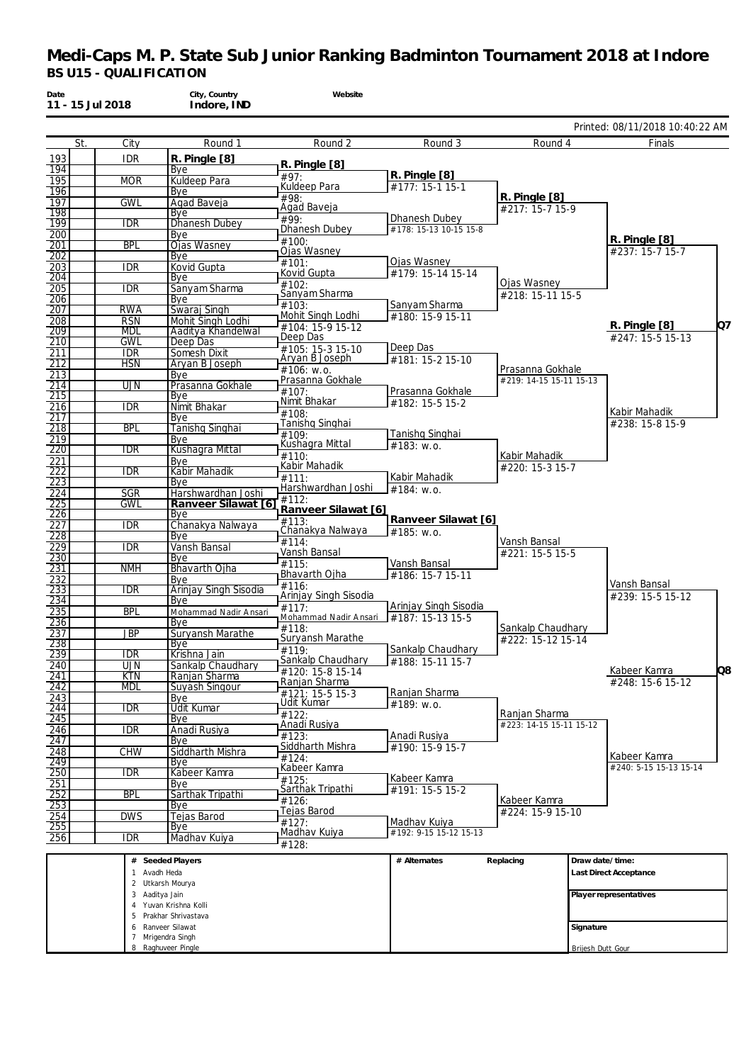# Medi-Caps M. P. State Sub Junior Ranking Badminton Tournament 2018 at Indore

**BS U15 - QUALIFICATION**

| Date | City, Country | Website |
|---|---|---|
| 11 - 15 Jul 2018 | Indore, IND | |

Printed: 08/11/2018 10:40:22 AM

| | St. | City | Round 1 | Round 2 | Round 3 | Round 4 | Finals |
|---|---|---|---|---|---|---|---|
| 193 | | IDR | **R. Pingle [8]** | | | | |
| 194 | | | Bye | **R. Pingle [8]** | | | |
| 195 | | MOR | Kuldeep Para | #97: | | | |
| 196 | | | Bye | Kuldeep Para | **R. Pingle [8]** #177: 15-1 15-1 | | |
| 197 | | GWL | Agad Baveja | #98: | | | |
| 198 | | | Bye | Agad Baveja | | **R. Pingle [8]** #217: 15-7 15-9 | |
| 199 | | IDR | Dhanesh Dubey | #99: | | | |
| 200 | | | Bye | Dhanesh Dubey | Dhanesh Dubey #178: 15-13 10-15 15-8 | | |
| 201 | | BPL | Ojas Wasney | #100: | | | |
| 202 | | | Bye | Ojas Wasney | | | **R. Pingle [8]** #237: 15-7 15-7 |
| 203 | | IDR | Kovid Gupta | #101: | | | |
| 204 | | | Bye | Kovid Gupta | Ojas Wasney #179: 15-14 15-14 | | |
| 205 | | IDR | Sanyam Sharma | #102: | | | |
| 206 | | | Bye | Sanyam Sharma | | Ojas Wasney #218: 15-11 15-5 | |
| 207 | | RWA | Swaraj Singh | #103: | | | |
| 208 | | RSN | Mohit Singh Lodhi | Mohit Singh Lodhi #104: 15-9 15-12 | Sanyam Sharma #180: 15-9 15-11 | | |
| 209 | | MDL | Aaditya Khandelwal | | | | **R. Pingle [8]** #247: 15-5 15-13 — Q7 |
| 210 | | GWL | Deep Das | Deep Das #105: 15-3 15-10 | | | |
| 211 | | IDR | Somesh Dixit | | | | |
| 212 | | HSN | Aryan B Joseph | Aryan B Joseph #106: w.o. | Deep Das #181: 15-2 15-10 | | |
| 213 | | | Bye | | | | |
| 214 | | UJN | Prasanna Gokhale | Prasanna Gokhale #107: | | Prasanna Gokhale #219: 14-15 15-11 15-13 | |
| 215 | | | Bye | | | | |
| 216 | | IDR | Nimit Bhakar | Nimit Bhakar #108: | Prasanna Gokhale #182: 15-5 15-2 | | |
| 217 | | | Bye | | | | |
| 218 | | BPL | Tanishq Singhai | Tanishq Singhai #109: | | | Kabir Mahadik #238: 15-8 15-9 |
| 219 | | | Bye | | | | |
| 220 | | IDR | Kushagra Mittal | Kushagra Mittal #110: | Tanishq Singhai #183: w.o. | | |
| 221 | | | Bye | | | | |
| 222 | | IDR | Kabir Mahadik | Kabir Mahadik #111: | | Kabir Mahadik #220: 15-3 15-7 | |
| 223 | | | Bye | | | | |
| 224 | | SGR | Harshwardhan Joshi | Harshwardhan Joshi #112: | Kabir Mahadik #184: w.o. | | |
| 225 | | GWL | **Ranveer Silawat [6]** | | | | |
| 226 | | | Bye | **Ranveer Silawat [6]** #113: | | | |
| 227 | | IDR | Chanakya Nalwaya | | | | |
| 228 | | | Bye | Chanakya Nalwaya #114: | **Ranveer Silawat [6]** #185: w.o. | | |
| 229 | | IDR | Vansh Bansal | | | | |
| 230 | | | Bye | Vansh Bansal #115: | | Vansh Bansal #221: 15-5 15-5 | |
| 231 | | NMH | Bhavarth Ojha | | | | |
| 232 | | | Bye | Bhavarth Ojha #116: | Vansh Bansal #186: 15-7 15-11 | | |
| 233 | | IDR | Arinjay Singh Sisodia | | | | |
| 234 | | | Bye | Arinjay Singh Sisodia #117: | | | Vansh Bansal #239: 15-5 15-12 |
| 235 | | BPL | Mohammad Nadir Ansari | | | | |
| 236 | | | Bye | Mohammad Nadir Ansari #118: | Arinjay Singh Sisodia #187: 15-13 15-5 | | |
| 237 | | JBP | Suryansh Marathe | | | | |
| 238 | | | Bye | Suryansh Marathe #119: | | Sankalp Chaudhary #222: 15-12 15-14 | |
| 239 | | IDR | Krishna Jain | | | | |
| 240 | | UJN | Sankalp Chaudhary | Sankalp Chaudhary #120: 15-8 15-14 | Sankalp Chaudhary #188: 15-11 15-7 | | |
| 241 | | KTN | Ranjan Sharma | | | | Kabeer Kamra #248: 15-6 15-12 — Q8 |
| 242 | | MDL | Suyash Singour | Ranjan Sharma #121: 15-5 15-3 | | | |
| 243 | | | Bye | | | | |
| 244 | | IDR | Udit Kumar | Udit Kumar #122: | Ranjan Sharma #189: w.o. | | |
| 245 | | | Bye | | | | |
| 246 | | IDR | Anadi Rusiya | Anadi Rusiya #123: | | Ranjan Sharma #223: 14-15 15-11 15-12 | |
| 247 | | | Bye | | | | |
| 248 | | CHW | Siddharth Mishra | Siddharth Mishra #124: | Anadi Rusiya #190: 15-9 15-7 | | |
| 249 | | | Bye | | | | |
| 250 | | IDR | Kabeer Kamra | Kabeer Kamra #125: | | | Kabeer Kamra #240: 5-15 15-13 15-14 |
| 251 | | | Bye | | | | |
| 252 | | BPL | Sarthak Tripathi | Sarthak Tripathi #126: | Kabeer Kamra #191: 15-5 15-2 | | |
| 253 | | | Bye | | | | |
| 254 | | DWS | Tejas Barod | Tejas Barod #127: | | Kabeer Kamra #224: 15-9 15-10 | |
| 255 | | | Bye | | | | |
| 256 | | IDR | Madhav Kuiya | Madhav Kuiya #128: | Madhav Kuiya #192: 9-15 15-12 15-13 | | |

| # | Seeded Players | # Alternates | Replacing | |
|---|---|---|---|---|
| 1 | Avadh Heda | | | Draw date/time: |
| 2 | Utkarsh Mourya | | | Last Direct Acceptance |
| 3 | Aaditya Jain | | | |
| 4 | Yuvan Krishna Kolli | | | Player representatives |
| 5 | Prakhar Shrivastava | | | |
| 6 | Ranveer Silawat | | | Signature |
| 7 | Mrigendra Singh | | | |
| 8 | Raghuveer Pingle | | | Brijesh Dutt Gour |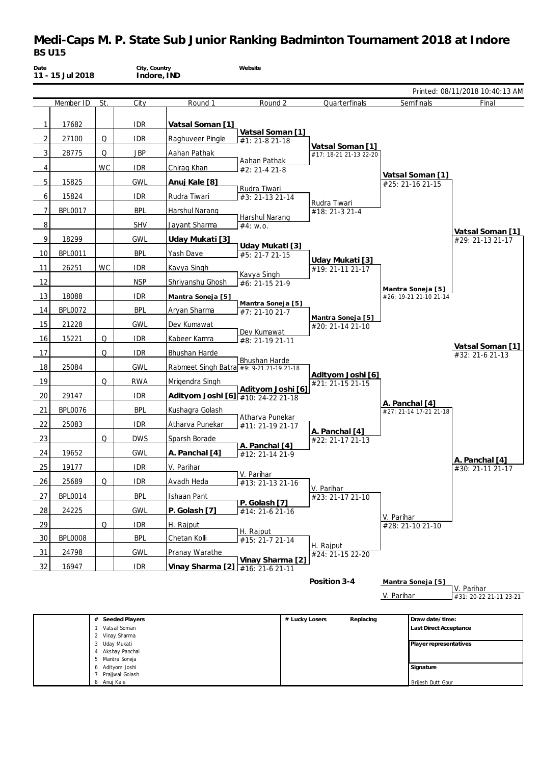# Medi-Caps M. P. State Sub Junior Ranking Badminton Tournament 2018 at Indore

**BS U15**

| Date | City, Country | Website |
|---|---|---|
| 11 - 15 Jul 2018 | Indore, IND | |

Printed: 08/11/2018 10:40:13 AM

| | Member ID | St. | City | Round 1 | Round 2 | Quarterfinals | Semifinals | Final |
|---|---|---|---|---|---|---|---|---|
| 1 | 17682 | | IDR | **Vatsal Soman [1]** | | | | |
| | | | | | **Vatsal Soman [1]** #1: 21-8 21-18 | | | |
| 2 | 27100 | Q | IDR | Raghuveer Pingle | | | | |
| | | | | | | **Vatsal Soman [1]** #17: 18-21 21-13 22-20 | | |
| 3 | 28775 | Q | JBP | Aahan Pathak | | | | |
| | | | | | Aahan Pathak #2: 21-4 21-8 | | | |
| 4 | | WC | IDR | Chirag Khan | | | | |
| | | | | | | | **Vatsal Soman [1]** #25: 21-16 21-15 | |
| 5 | 15825 | | GWL | **Anuj Kale [8]** | | | | |
| | | | | | Rudra Tiwari #3: 21-13 21-14 | | | |
| 6 | 15824 | | IDR | Rudra Tiwari | | | | |
| | | | | | | Rudra Tiwari #18: 21-3 21-4 | | |
| 7 | BPL0017 | | BPL | Harshul Narang | | | | |
| | | | | | Harshul Narang #4: w.o. | | | |
| 8 | | | SHV | Jayant Sharma | | | | |
| | | | | | | | | **Vatsal Soman [1]** #29: 21-13 21-17 |
| 9 | 18299 | | GWL | **Uday Mukati [3]** | | | | |
| | | | | | **Uday Mukati [3]** #5: 21-7 21-15 | | | |
| 10 | BPL0011 | | BPL | Yash Dave | | | | |
| | | | | | | **Uday Mukati [3]** #19: 21-11 21-17 | | |
| 11 | 26251 | WC | IDR | Kavya Singh | | | | |
| | | | | | Kavya Singh #6: 21-15 21-9 | | | |
| 12 | | | NSP | Shriyanshu Ghosh | | | | |
| | | | | | | | **Mantra Soneja [5]** #26: 19-21 21-10 21-14 | |
| 13 | 18088 | | IDR | **Mantra Soneja [5]** | | | | |
| | | | | | **Mantra Soneja [5]** #7: 21-10 21-7 | | | |
| 14 | BPL0072 | | BPL | Aryan Sharma | | | | |
| | | | | | | **Mantra Soneja [5]** #20: 21-14 21-10 | | |
| 15 | 21228 | | GWL | Dev Kumawat | | | | |
| | | | | | Dev Kumawat #8: 21-19 21-11 | | | |
| 16 | 15221 | Q | IDR | Kabeer Kamra | | | | |
| | | | | | | | | **Vatsal Soman [1]** #32: 21-6 21-13 |
| 17 | | Q | IDR | Bhushan Harde | | | | |
| | | | | | Bhushan Harde #9: 9-21 21-19 21-18 | | | |
| 18 | 25084 | | GWL | Rabmeet Singh Batra | | | | |
| | | | | | | **Adityom Joshi [6]** #21: 21-15 21-15 | | |
| 19 | | Q | RWA | Mrigendra Singh | | | | |
| | | | | | **Adityom Joshi [6]** #10: 24-22 21-18 | | | |
| 20 | 29147 | | IDR | **Adityom Joshi [6]** | | | | |
| | | | | | | | **A. Panchal [4]** #27: 21-14 17-21 21-18 | |
| 21 | BPL0076 | | BPL | Kushagra Golash | | | | |
| | | | | | Atharva Punekar #11: 21-19 21-17 | | | |
| 22 | 25083 | | IDR | Atharva Punekar | | | | |
| | | | | | | **A. Panchal [4]** #22: 21-17 21-13 | | |
| 23 | | Q | DWS | Sparsh Borade | | | | |
| | | | | | **A. Panchal [4]** #12: 21-14 21-9 | | | |
| 24 | 19652 | | GWL | **A. Panchal [4]** | | | | |
| | | | | | | | | **A. Panchal [4]** #30: 21-11 21-17 |
| 25 | 19177 | | IDR | V. Parihar | | | | |
| | | | | | V. Parihar #13: 21-13 21-16 | | | |
| 26 | 25689 | Q | IDR | Avadh Heda | | | | |
| | | | | | | V. Parihar #23: 21-17 21-10 | | |
| 27 | BPL0014 | | BPL | Ishaan Pant | | | | |
| | | | | | **P. Golash [7]** #14: 21-6 21-16 | | | |
| 28 | 24225 | | GWL | **P. Golash [7]** | | | | |
| | | | | | | | V. Parihar #28: 21-10 21-10 | |
| 29 | | Q | IDR | H. Rajput | | | | |
| | | | | | H. Rajput #15: 21-7 21-14 | | | |
| 30 | BPL0008 | | BPL | Chetan Kolli | | | | |
| | | | | | | H. Rajput #24: 21-15 22-20 | | |
| 31 | 24798 | | GWL | Pranay Warathe | | | | |
| | | | | | **Vinay Sharma [2]** #16: 21-6 21-11 | | | |
| 32 | 16947 | | IDR | **Vinay Sharma [2]** | | | | |

**Position 3-4**

| | |
|---|---|
| **Mantra Soneja [5]** | |
| | V. Parihar #31: 20-22 21-11 23-21 |
| V. Parihar | |

| # | Seeded Players |
|---|---|
| 1 | Vatsal Soman |
| 2 | Vinay Sharma |
| 3 | Uday Mukati |
| 4 | Akshay Panchal |
| 5 | Mantra Soneja |
| 6 | Adityom Joshi |
| 7 | Prajjwal Golash |
| 8 | Anuj Kale |

| # Lucky Losers | Replacing |
|---|---|
| | |

**Draw date/time:**

**Last Direct Acceptance**

**Player representatives**

**Signature**

Brijesh Dutt Gour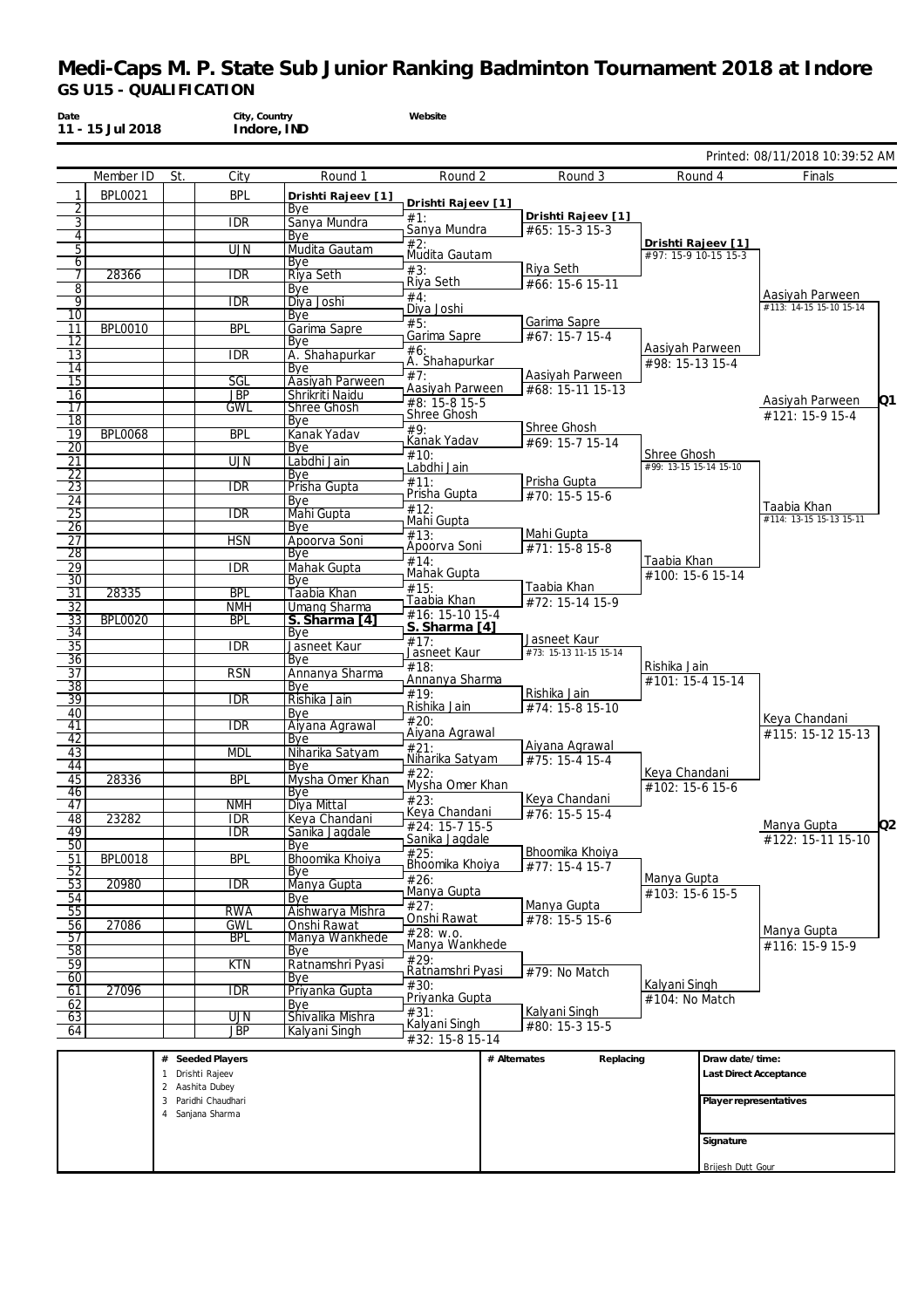# Medi-Caps M. P. State Sub Junior Ranking Badminton Tournament 2018 at Indore

## GS U15 - QUALIFICATION

**Date** 11 - 15 Jul 2018 | **City, Country** Indore, IND | **Website**

Printed: 08/11/2018 10:39:52 AM

| # | Member ID | St. | City | Round 1 | Round 2 | Round 3 | Round 4 | Finals |
|---|---|---|---|---|---|---|---|---|
| 1 | BPL0021 | | BPL | Drishti Rajeev [1] | Drishti Rajeev [1] | Drishti Rajeev [1] | Drishti Rajeev [1] | Aasiyah Parween |
| 2 | | | | Bye | #1: | #65: 15-3 15-3 | #97: 15-9 10-15 15-3 | #113: 14-15 15-10 15-14 |
| 3 | | | IDR | Sanya Mundra | Sanya Mundra | | | |
| 4 | | | | Bye | #2: | | | |
| 5 | | | UJN | Mudita Gautam | Mudita Gautam | Riya Seth | | |
| 6 | | | | Bye | #3: | #66: 15-6 15-11 | | |
| 7 | 28366 | | IDR | Riya Seth | Riya Seth | | | |
| 8 | | | | Bye | #4: | | | |
| 9 | | | IDR | Diya Joshi | Diya Joshi | Garima Sapre | Aasiyah Parween | |
| 10 | | | | Bye | #5: | #67: 15-7 15-4 | #98: 15-13 15-4 | |
| 11 | BPL0010 | | BPL | Garima Sapre | Garima Sapre | | | |
| 12 | | | | Bye | #6: | | | |
| 13 | | | IDR | A. Shahapurkar | A. Shahapurkar | Aasiyah Parween | | |
| 14 | | | | Bye | #7: | #68: 15-11 15-13 | | |
| 15 | | | SGL | Aasiyah Parween | Aasiyah Parween | | | |
| 16 | | | JBP | Shrikriti Naidu | #8: 15-8 15-5 | | | |
| 17 | | | GWL | Shree Ghosh | Shree Ghosh | Shree Ghosh | Shree Ghosh | Aasiyah Parween **Q1** |
| 18 | | | | Bye | #9: | #69: 15-7 15-14 | #99: 13-15 15-14 15-10 | #121: 15-9 15-4 |
| 19 | BPL0068 | | BPL | Kanak Yadav | Kanak Yadav | | | |
| 20 | | | | Bye | #10: | | | |
| 21 | | | UJN | Labdhi Jain | Labdhi Jain | Prisha Gupta | | |
| 22 | | | | Bye | #11: | #70: 15-5 15-6 | | |
| 23 | | | IDR | Prisha Gupta | Prisha Gupta | | | |
| 24 | | | | Bye | #12: | | | |
| 25 | | | IDR | Mahi Gupta | Mahi Gupta | Mahi Gupta | Taabia Khan | Taabia Khan |
| 26 | | | | Bye | #13: | #71: 15-8 15-8 | #100: 15-6 15-14 | #114: 13-15 15-13 15-11 |
| 27 | | | HSN | Apoorva Soni | Apoorva Soni | | | |
| 28 | | | | Bye | #14: | | | |
| 29 | | | IDR | Mahak Gupta | Mahak Gupta | Taabia Khan | | |
| 30 | | | | Bye | #15: | #72: 15-14 15-9 | | |
| 31 | 28335 | | BPL | Taabia Khan | Taabia Khan | | | |
| 32 | | | NMH | Umang Sharma | #16: 15-10 15-4 | | | |
| 33 | BPL0020 | | BPL | S. Sharma [4] | S. Sharma [4] | Jasneet Kaur | Rishika Jain | Keya Chandani |
| 34 | | | | Bye | #17: | #73: 15-13 11-15 15-14 | #101: 15-4 15-14 | #115: 15-12 15-13 |
| 35 | | | IDR | Jasneet Kaur | Jasneet Kaur | | | |
| 36 | | | | Bye | #18: | | | |
| 37 | | | RSN | Annanya Sharma | Annanya Sharma | Rishika Jain | | |
| 38 | | | | Bye | #19: | #74: 15-8 15-10 | | |
| 39 | | | IDR | Rishika Jain | Rishika Jain | | | |
| 40 | | | | Bye | #20: | | | |
| 41 | | | IDR | Aiyana Agrawal | Aiyana Agrawal | Aiyana Agrawal | Keya Chandani | |
| 42 | | | | Bye | #21: | #75: 15-4 15-4 | #102: 15-6 15-6 | |
| 43 | | | MDL | Niharika Satyam | Niharika Satyam | | | |
| 44 | | | | Bye | #22: | | | |
| 45 | 28336 | | BPL | Mysha Omer Khan | Mysha Omer Khan | Keya Chandani | | |
| 46 | | | | Bye | #23: | #76: 15-5 15-4 | | |
| 47 | | | NMH | Diya Mittal | Keya Chandani | | | |
| 48 | 23282 | | IDR | Keya Chandani | #24: 15-7 15-5 | | | |
| 49 | | | IDR | Sanika Jagdale | Sanika Jagdale | Bhoomika Khoiya | Manya Gupta | Manya Gupta **Q2** |
| 50 | | | | Bye | #25: | #77: 15-4 15-7 | #103: 15-6 15-5 | #122: 15-11 15-10 |
| 51 | BPL0018 | | BPL | Bhoomika Khoiya | Bhoomika Khoiya | | | |
| 52 | | | | Bye | #26: | | | |
| 53 | 20980 | | IDR | Manya Gupta | Manya Gupta | Manya Gupta | | |
| 54 | | | | Bye | #27: | #78: 15-5 15-6 | | |
| 55 | | | RWA | Aishwarya Mishra | Onshi Rawat | | | |
| 56 | 27086 | | GWL | Onshi Rawat | #28: w.o. | | | |
| 57 | | | BPL | Manya Wankhede | Manya Wankhede | #79: No Match | Kalyani Singh | Manya Gupta |
| 58 | | | | Bye | #29: | | #104: No Match | #116: 15-9 15-9 |
| 59 | | | KTN | Ratnamshri Pyasi | Ratnamshri Pyasi | | | |
| 60 | | | | Bye | #30: | | | |
| 61 | 27096 | | IDR | Priyanka Gupta | Priyanka Gupta | Kalyani Singh | | |
| 62 | | | | Bye | #31: | #80: 15-3 15-5 | | |
| 63 | | | UJN | Shivalika Mishra | Kalyani Singh | | | |
| 64 | | | JBP | Kalyani Singh | #32: 15-8 15-14 | | | |

| # Seeded Players | # Alternates | Replacing | |
|---|---|---|---|
| 1 Drishti Rajeev | | | Draw date/time: |
| 2 Aashita Dubey | | | Last Direct Acceptance |
| 3 Paridhi Chaudhari | | | Player representatives |
| 4 Sanjana Sharma | | | Signature |
| | | | Brijesh Dutt Gour |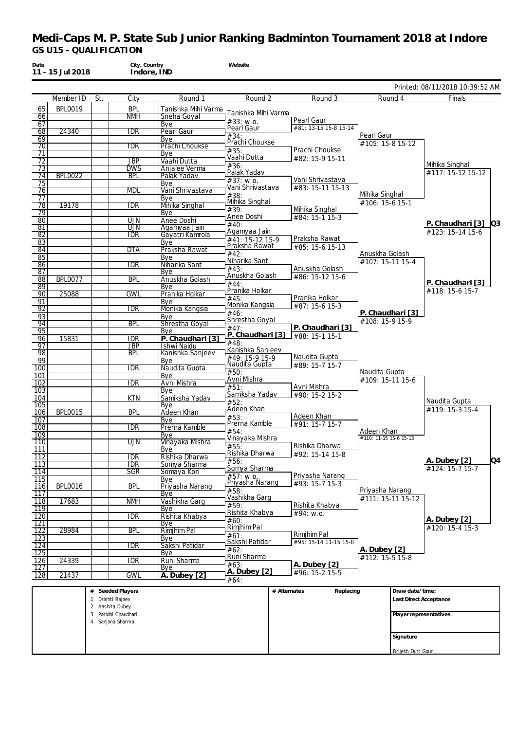# Medi-Caps M. P. State Sub Junior Ranking Badminton Tournament 2018 at Indore

**GS U15 - QUALIFICATION**

| Date | City, Country | Website |
|---|---|---|
| 11 - 15 Jul 2018 | Indore, IND | |

Printed: 08/11/2018 10:39:52 AM

| # | Member ID | St. | City | Round 1 | Round 2 | Round 3 | Round 4 | Finals |
|---|---|---|---|---|---|---|---|---|
| 65 | BPL0019 | | BPL | Tanishka Mihi Varma | | | | |
| 66 | | | NMH | Sneha Goyal | Tanishka Mihi Varma | | | |
| | | | | | #33: w.o. | | | |
| 67 | | | | Bye | | Pearl Gaur | | |
| 68 | 24340 | | IDR | Pearl Gaur | Pearl Gaur | #81: 13-15 15-8 15-14 | | |
| 69 | | | | Bye | #34: | | Pearl Gaur | |
| 70 | | | IDR | Prachi Choukse | Prachi Choukse | | #105: 15-8 15-12 | |
| 71 | | | | Bye | #35: | Prachi Choukse | | |
| 72 | | | JBP | Vaahi Dutta | Vaahi Dutta | #82: 15-9 15-11 | | |
| 73 | | | DWS | Anjalee Verma | #36: | | | Mihika Singhal |
| 74 | BPL0022 | | BPL | Palak Yadav | Palak Yadav | | | #117: 15-12 15-12 |
| 75 | | | | Bye | #37: w.o. | Vani Shrivastava | | |
| 76 | | | MDL | Vani Shrivastava | Vani Shrivastava | #83: 15-11 15-13 | | |
| 77 | | | | Bye | #38: | | Mihika Singhal | |
| 78 | 19178 | | IDR | Mihika Singhal | Mihika Singhal | | #106: 15-6 15-1 | |
| 79 | | | | Bye | #39: | Mihika Singhal | | |
| 80 | | | UJN | Anee Doshi | Anee Doshi | #84: 15-1 15-3 | | **P. Chaudhari [3]** Q3 |
| 81 | | | UJN | Agamyaa Jain | #40: | | | #123: 15-14 15-6 |
| 82 | | | IDR | Gayatri Kamrola | Agamyaa Jain | | | |
| | | | | | #41: 15-12 15-9 | | | |
| 83 | | | | Bye | | Praksha Rawat | | |
| 84 | | | DTA | Praksha Rawat | Praksha Rawat | #85: 15-6 15-13 | | |
| 85 | | | | Bye | #42: | | Anuskha Golash | |
| 86 | | | IDR | Niharika Sant | Niharika Sant | | #107: 15-11 15-4 | |
| 87 | | | | Bye | #43: | Anuskha Golash | | |
| 88 | BPL0077 | | BPL | Anuskha Golash | Anuskha Golash | #86: 15-12 15-6 | | |
| 89 | | | | Bye | #44: | | | **P. Chaudhari [3]** |
| 90 | 25088 | | GWL | Pranika Holkar | Pranika Holkar | | | #118: 15-6 15-7 |
| 91 | | | | Bye | #45: | Pranika Holkar | | |
| 92 | | | IDR | Monika Kangsia | Monika Kangsia | #87: 15-6 15-3 | | |
| 93 | | | | Bye | #46: | | **P. Chaudhari [3]** | |
| 94 | | | BPL | Shrestha Goyal | Shrestha Goyal | | #108: 15-9 15-9 | |
| 95 | | | | Bye | #47: | **P. Chaudhari [3]** | | |
| 96 | 15831 | | IDR | **P. Chaudhari [3]** | **P. Chaudhari [3]** | #88: 15-1 15-1 | | |
| 97 | | | JBP | Ishwi Naidu | #48: | | | |
| 98 | | | BPL | Kanishka Sanjeev | Kanishka Sanjeev | | | |
| | | | | | #49: 15-9 15-9 | | | |
| 99 | | | | Bye | | Naudita Gupta | | |
| 100 | | | IDR | Naudita Gupta | Naudita Gupta | #89: 15-7 15-7 | | |
| 101 | | | | Bye | #50: | | Naudita Gupta | |
| 102 | | | IDR | Avni Mishra | Avni Mishra | | #109: 15-11 15-6 | |
| 103 | | | | Bye | #51: | Avni Mishra | | |
| 104 | | | KTN | Samiksha Yadav | Samiksha Yadav | #90: 15-2 15-2 | | |
| 105 | | | | Bye | #52: | | | Naudita Gupta |
| 106 | BPL0015 | | BPL | Adeen Khan | Adeen Khan | | | #119: 15-3 15-4 |
| 107 | | | | Bye | #53: | Adeen Khan | | |
| 108 | | | IDR | Prerna Kamble | Prerna Kamble | #91: 15-7 15-7 | | |
| 109 | | | | Bye | #54: | | Adeen Khan | |
| 110 | | | UJN | Vinayaka Mishra | Vinayaka Mishra | | #110: 11-15 15-6 15-13 | |
| 111 | | | | Bye | #55: | Rishika Dharwa | | |
| 112 | | | IDR | Rishika Dharwa | Rishika Dharwa | #92: 15-14 15-8 | | |
| 113 | | | IDR | Somya Sharma | #56: | | | **A. Dubey [2]** Q4 |
| 114 | | | SGR | Somaya Kori | Somya Sharma | | | #124: 15-7 15-7 |
| 115 | | | | Bye | #57: w.o. | Priyasha Narang | | |
| 116 | BPL0016 | | BPL | Priyasha Narang | Priyasha Narang | #93: 15-7 15-3 | | |
| 117 | | | | Bye | #58: | | Priyasha Narang | |
| 118 | 17683 | | NMH | Vashikha Garg | Vashikha Garg | | #111: 15-11 15-12 | |
| 119 | | | | Bye | #59: | Rishita Khabya | | |
| 120 | | | IDR | Rishita Khabya | Rishita Khabya | #94: w.o. | | **A. Dubey [2]** |
| 121 | | | | Bye | #60: | | | #120: 15-4 15-3 |
| 122 | 28984 | | BPL | Rimjhim Pal | Rimjhim Pal | | | |
| 123 | | | | Bye | #61: | Rimjhim Pal | | |
| 124 | | | IDR | Sakshi Patidar | Sakshi Patidar | #95: 15-14 11-15 15-8 | | |
| 125 | | | | Bye | #62: | | **A. Dubey [2]** | |
| 126 | 24339 | | IDR | Runi Sharma | Runi Sharma | | #112: 15-5 15-8 | |
| 127 | | | | Bye | #63: | **A. Dubey [2]** | | |
| 128 | 21437 | | GWL | **A. Dubey [2]** | **A. Dubey [2]** | #96: 15-2 15-5 | | |
| | | | | | #64: | | | |

| # | Seeded Players | # Alternates | Replacing | Draw date/time: |
|---|---|---|---|---|
| 1 | Drishti Rajeev | | | Last Direct Acceptance |
| 2 | Aashita Dubey | | | |
| 3 | Paridhi Chaudhari | | | Player representatives |
| 4 | Sanjana Sharma | | | |
| | | | | Signature |
| | | | | Brijesh Dutt Gour |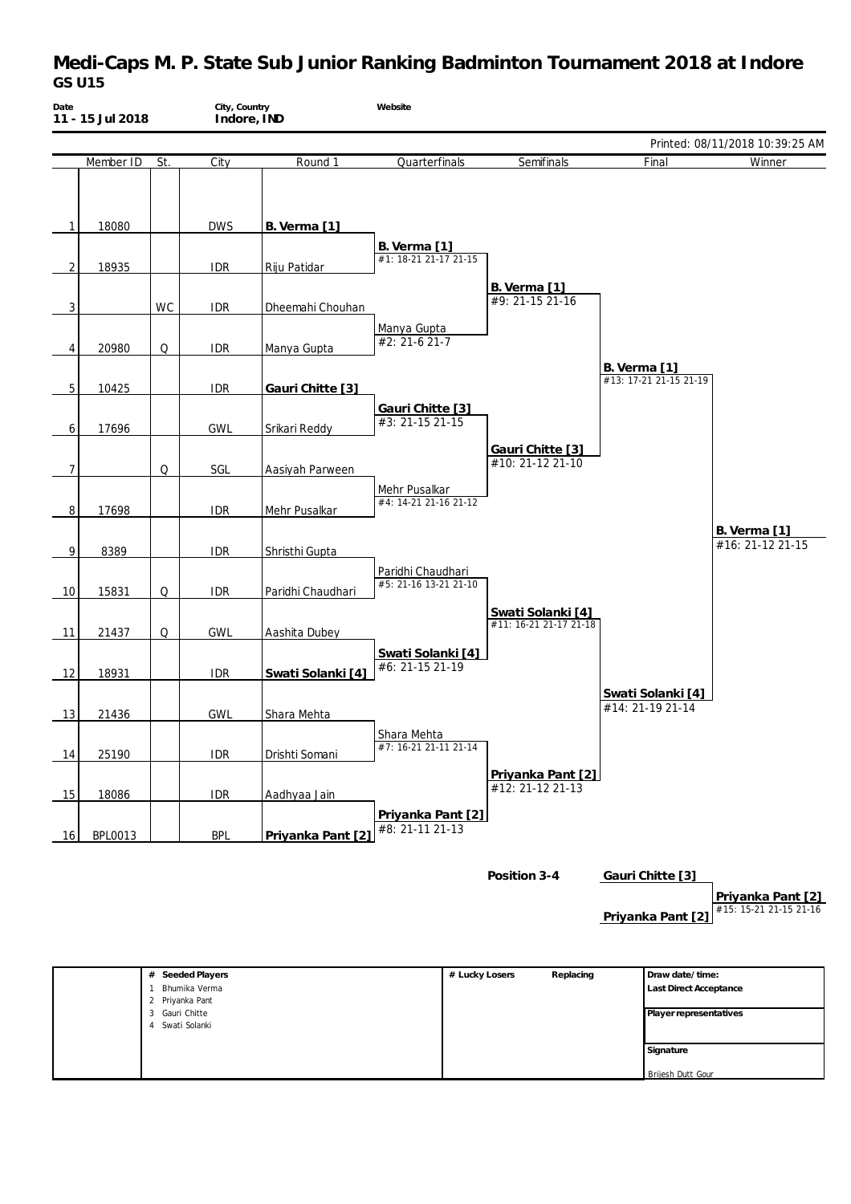# Medi-Caps M. P. State Sub Junior Ranking Badminton Tournament 2018 at Indore

## GS U15

| Date | City, Country | Website |
|---|---|---|
| 11 - 15 Jul 2018 | Indore, IND | |

Printed: 08/11/2018 10:39:25 AM

| | Member ID | St. | City | Round 1 | Quarterfinals | Semifinals | Final | Winner |
|---|---|---|---|---|---|---|---|---|
| 1 | 18080 | | DWS | **B. Verma [1]** | | | | |
| | | | | | **B. Verma [1]** #1: 18-21 21-17 21-15 | | | |
| 2 | 18935 | | IDR | Riju Patidar | | | | |
| | | | | | | **B. Verma [1]** #9: 21-15 21-16 | | |
| 3 | | WC | IDR | Dheemahi Chouhan | | | | |
| | | | | | Manya Gupta #2: 21-6 21-7 | | | |
| 4 | 20980 | Q | IDR | Manya Gupta | | | | |
| | | | | | | | **B. Verma [1]** #13: 17-21 21-15 21-19 | |
| 5 | 10425 | | IDR | **Gauri Chitte [3]** | | | | |
| | | | | | **Gauri Chitte [3]** #3: 21-15 21-15 | | | |
| 6 | 17696 | | GWL | Srikari Reddy | | | | |
| | | | | | | **Gauri Chitte [3]** #10: 21-12 21-10 | | |
| 7 | | Q | SGL | Aasiyah Parween | | | | |
| | | | | | Mehr Pusalkar #4: 14-21 21-16 21-12 | | | |
| 8 | 17698 | | IDR | Mehr Pusalkar | | | | |
| | | | | | | | | **B. Verma [1]** #16: 21-12 21-15 |
| 9 | 8389 | | IDR | Shristhi Gupta | | | | |
| | | | | | Paridhi Chaudhari #5: 21-16 13-21 21-10 | | | |
| 10 | 15831 | Q | IDR | Paridhi Chaudhari | | | | |
| | | | | | | **Swati Solanki [4]** #11: 16-21 21-17 21-18 | | |
| 11 | 21437 | Q | GWL | Aashita Dubey | | | | |
| | | | | | **Swati Solanki [4]** #6: 21-15 21-19 | | | |
| 12 | 18931 | | IDR | **Swati Solanki [4]** | | | | |
| | | | | | | | **Swati Solanki [4]** #14: 21-19 21-14 | |
| 13 | 21436 | | GWL | Shara Mehta | | | | |
| | | | | | Shara Mehta #7: 16-21 21-11 21-14 | | | |
| 14 | 25190 | | IDR | Drishti Somani | | | | |
| | | | | | | **Priyanka Pant [2]** #12: 21-12 21-13 | | |
| 15 | 18086 | | IDR | Aadhyaa Jain | | | | |
| | | | | | **Priyanka Pant [2]** #8: 21-11 21-13 | | | |
| 16 | BPL0013 | | BPL | **Priyanka Pant [2]** | | | | |

**Position 3-4**

| | |
|---|---|
| **Gauri Chitte [3]** | |
| | **Priyanka Pant [2]** #15: 15-21 21-15 21-16 |
| **Priyanka Pant [2]** | |

| # Seeded Players | # Lucky Losers | Replacing | Draw date/time: |
|---|---|---|---|
| 1 Bhumika Verma | | | Last Direct Acceptance |
| 2 Priyanka Pant | | | |
| 3 Gauri Chitte | | | Player representatives |
| 4 Swati Solanki | | | |
| | | | Signature |
| | | | Brijesh Dutt Gour |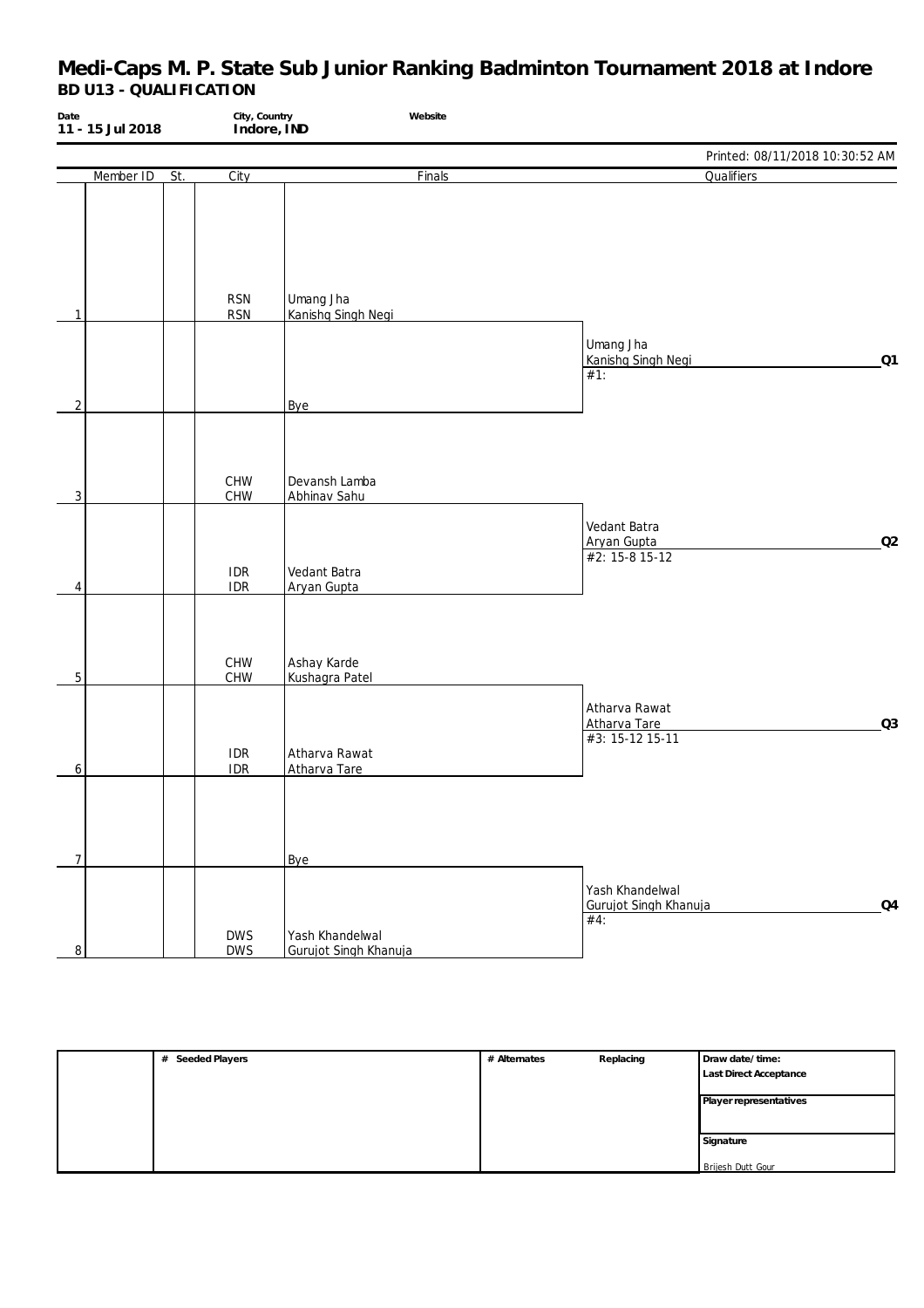# Medi-Caps M. P. State Sub Junior Ranking Badminton Tournament 2018 at Indore

**BD U13 - QUALIFICATION**

| Date | City, Country | Website |
|---|---|---|
| 11 - 15 Jul 2018 | Indore, IND | |

Printed: 08/11/2018 10:30:52 AM

| | Member ID | St. | City | Finals | Qualifiers |
|---|---|---|---|---|---|
| 1 | | | RSN<br>RSN | Umang Jha<br>Kanishq Singh Negi | |
| | | | | | Umang Jha<br>Kanishq Singh Negi **Q1**<br>#1: |
| 2 | | | | Bye | |
| 3 | | | CHW<br>CHW | Devansh Lamba<br>Abhinav Sahu | |
| | | | | | Vedant Batra<br>Aryan Gupta **Q2**<br>#2: 15-8 15-12 |
| 4 | | | IDR<br>IDR | Vedant Batra<br>Aryan Gupta | |
| 5 | | | CHW<br>CHW | Ashay Karde<br>Kushagra Patel | |
| | | | | | Atharva Rawat<br>Atharva Tare **Q3**<br>#3: 15-12 15-11 |
| 6 | | | IDR<br>IDR | Atharva Rawat<br>Atharva Tare | |
| 7 | | | | Bye | |
| | | | | | Yash Khandelwal<br>Gurujot Singh Khanuja **Q4**<br>#4: |
| 8 | | | DWS<br>DWS | Yash Khandelwal<br>Gurujot Singh Khanuja | |

| | # Seeded Players | # Alternates | Replacing | Draw date/time: |
|---|---|---|---|---|
| | | | | Last Direct Acceptance |
| | | | | Player representatives |
| | | | | Signature<br>Brijesh Dutt Gour |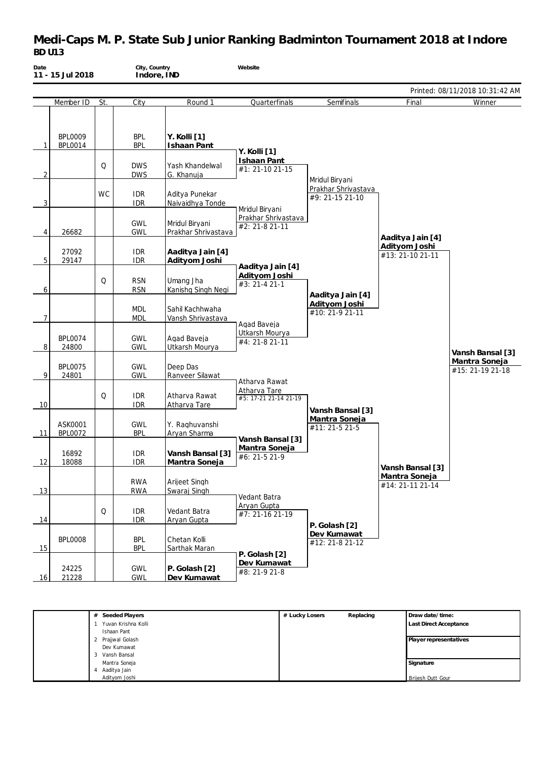# Medi-Caps M. P. State Sub Junior Ranking Badminton Tournament 2018 at Indore

**BD U13**

| Date | City, Country | Website |
| --- | --- | --- |
| 11 - 15 Jul 2018 | Indore, IND | |

Printed: 08/11/2018 10:31:42 AM

| | Member ID | St. | City | Round 1 | Quarterfinals | Semifinals | Final | Winner |
| --- | --- | --- | --- | --- | --- | --- | --- | --- |
| 1 | BPL0009<br>BPL0014 | | BPL<br>BPL | **Y. Kolli [1]**<br>**Ishaan Pant** | **Y. Kolli [1]**<br>**Ishaan Pant**<br>#1: 21-10 21-15 | | | |
| 2 | | Q | DWS<br>DWS | Yash Khandelwal<br>G. Khanuja | | Mridul Biryani<br>Prakhar Shrivastava<br>#9: 21-15 21-10 | | |
| 3 | | WC | IDR<br>IDR | Aditya Punekar<br>Naivaidhya Tonde | Mridul Biryani<br>Prakhar Shrivastava<br>#2: 21-8 21-11 | | | |
| 4 | 26682 | | GWL<br>GWL | Mridul Biryani<br>Prakhar Shrivastava | | | **Aaditya Jain [4]**<br>**Adityom Joshi**<br>#13: 21-10 21-11 | |
| 5 | 27092<br>29147 | | IDR<br>IDR | **Aaditya Jain [4]**<br>**Adityom Joshi** | **Aaditya Jain [4]**<br>**Adityom Joshi**<br>#3: 21-4 21-1 | | | |
| 6 | | Q | RSN<br>RSN | Umang Jha<br>Kanishq Singh Negi | | **Aaditya Jain [4]**<br>**Adityom Joshi**<br>#10: 21-9 21-11 | | |
| 7 | | | MDL<br>MDL | Sahil Kachhwaha<br>Vansh Shrivastava | Agad Baveja<br>Utkarsh Mourya<br>#4: 21-8 21-11 | | | |
| 8 | BPL0074<br>24800 | | GWL<br>GWL | Agad Baveja<br>Utkarsh Mourya | | | | **Vansh Bansal [3]**<br>**Mantra Soneja**<br>#15: 21-19 21-18 |
| 9 | BPL0075<br>24801 | | GWL<br>GWL | Deep Das<br>Ranveer Silawat | Atharva Rawat<br>Atharva Tare<br>#5: 17-21 21-14 21-19 | | | |
| 10 | | Q | IDR<br>IDR | Atharva Rawat<br>Atharva Tare | | **Vansh Bansal [3]**<br>**Mantra Soneja**<br>#11: 21-5 21-5 | | |
| 11 | ASK0001<br>BPL0072 | | GWL<br>BPL | Y. Raghuvanshi<br>Aryan Sharma | **Vansh Bansal [3]**<br>**Mantra Soneja**<br>#6: 21-5 21-9 | | | |
| 12 | 16892<br>18088 | | IDR<br>IDR | **Vansh Bansal [3]**<br>**Mantra Soneja** | | | **Vansh Bansal [3]**<br>**Mantra Soneja**<br>#14: 21-11 21-14 | |
| 13 | | | RWA<br>RWA | Arijeet Singh<br>Swaraj Singh | Vedant Batra<br>Aryan Gupta<br>#7: 21-16 21-19 | | | |
| 14 | | Q | IDR<br>IDR | Vedant Batra<br>Aryan Gupta | | **P. Golash [2]**<br>**Dev Kumawat**<br>#12: 21-8 21-12 | | |
| 15 | BPL0008 | | BPL<br>BPL | Chetan Kolli<br>Sarthak Maran | **P. Golash [2]**<br>**Dev Kumawat**<br>#8: 21-9 21-8 | | | |
| 16 | 24225<br>21228 | | GWL<br>GWL | **P. Golash [2]**<br>**Dev Kumawat** | | | | |

| # | Seeded Players | # Lucky Losers | Replacing | Draw date/time: |
| --- | --- | --- | --- | --- |
| 1 | Yuvan Krishna Kolli<br>Ishaan Pant | | | Last Direct Acceptance |
| 2 | Prajjwal Golash<br>Dev Kumawat | | | Player representatives |
| 3 | Vansh Bansal<br>Mantra Soneja | | | Signature |
| 4 | Aaditya Jain<br>Adityom Joshi | | | Brijesh Dutt Gour |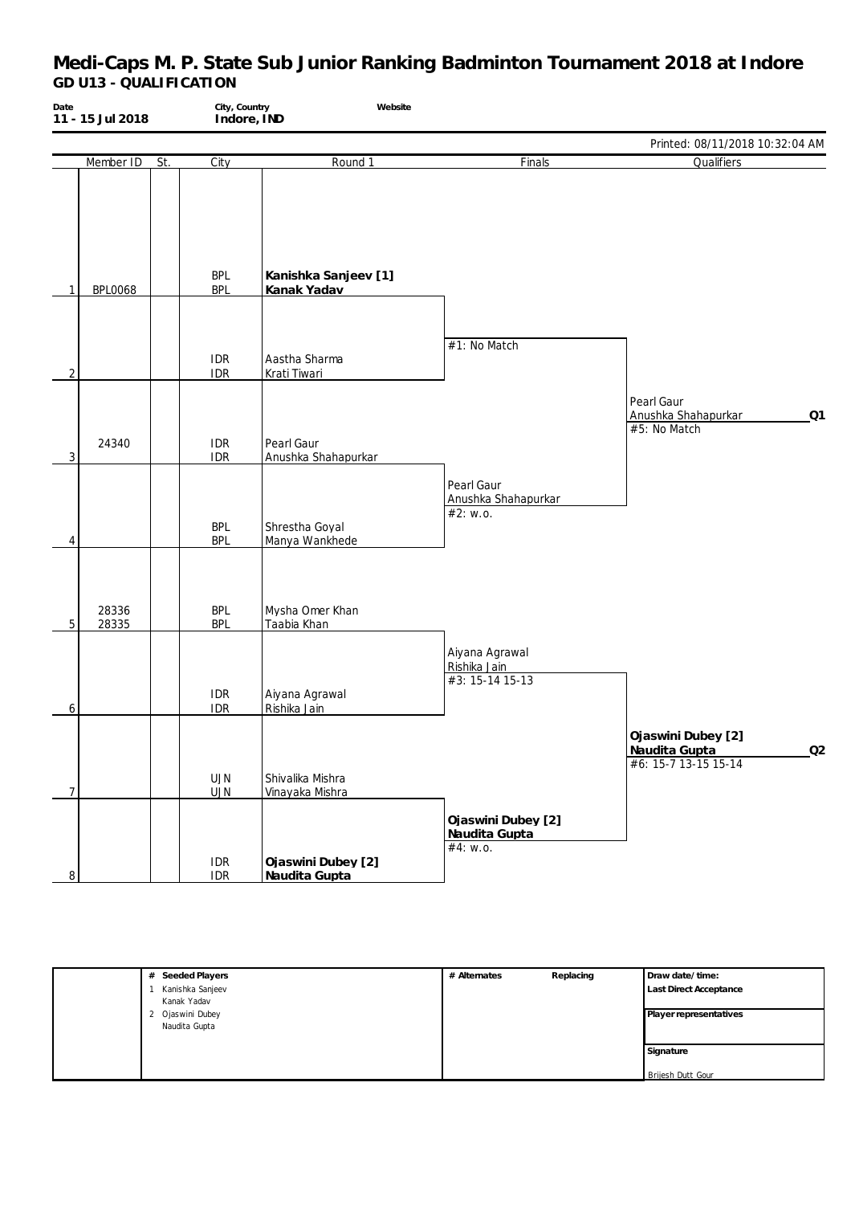# Medi-Caps M. P. State Sub Junior Ranking Badminton Tournament 2018 at Indore

## GD U13 - QUALIFICATION

**Date** 11 - 15 Jul 2018 | **City, Country** Indore, IND | **Website**

Printed: 08/11/2018 10:32:04 AM

| | Member ID | St. | City | Round 1 | Finals | Qualifiers |
|---|---|---|---|---|---|---|
| 1 | BPL0068 | | BPL / BPL | **Kanishka Sanjeev [1]** / **Kanak Yadav** | | |
| | | | | | #1: No Match | |
| 2 | | | IDR / IDR | Aastha Sharma / Krati Tiwari | | |
| | | | | | | Pearl Gaur / Anushka Shahapurkar **Q1** #5: No Match |
| 3 | 24340 | | IDR / IDR | Pearl Gaur / Anushka Shahapurkar | | |
| | | | | | Pearl Gaur / Anushka Shahapurkar #2: w.o. | |
| 4 | | | BPL / BPL | Shrestha Goyal / Manya Wankhede | | |
| 5 | 28336 / 28335 | | BPL / BPL | Mysha Omer Khan / Taabia Khan | | |
| | | | | | Aiyana Agrawal / Rishika Jain #3: 15-14 15-13 | |
| 6 | | | IDR / IDR | Aiyana Agrawal / Rishika Jain | | |
| | | | | | | **Ojaswini Dubey [2]** / **Naudita Gupta** **Q2** #6: 15-7 13-15 15-14 |
| 7 | | | UJN / UJN | Shivalika Mishra / Vinayaka Mishra | | |
| | | | | | **Ojaswini Dubey [2]** / **Naudita Gupta** #4: w.o. | |
| 8 | | | IDR / IDR | **Ojaswini Dubey [2]** / **Naudita Gupta** | | |

| # Seeded Players | # Alternates | Replacing | Draw date/time: |
|---|---|---|---|
| 1 Kanishka Sanjeev / Kanak Yadav | | | Last Direct Acceptance |
| 2 Ojaswini Dubey / Naudita Gupta | | | Player representatives |
| | | | Signature |
| | | | Brijesh Dutt Gour |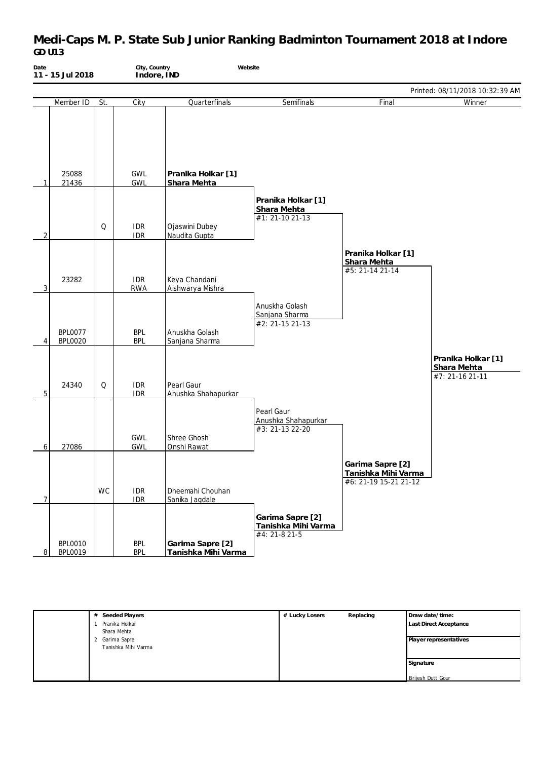# Medi-Caps M. P. State Sub Junior Ranking Badminton Tournament 2018 at Indore

## GD U13

**Date**
11 - 15 Jul 2018

**City, Country**
Indore, IND

**Website**

Printed: 08/11/2018 10:32:39 AM

| | Member ID | St. | City | Quarterfinals | Semifinals | Final | Winner |
|---|---|---|---|---|---|---|---|
| 1 | 25088<br>21436 | | GWL<br>GWL | **Pranika Holkar [1]**<br>**Shara Mehta** | | | |
| | | | | | **Pranika Holkar [1]**<br>**Shara Mehta**<br>#1: 21-10 21-13 | | |
| 2 | | Q | IDR<br>IDR | Ojaswini Dubey<br>Naudita Gupta | | | |
| | | | | | | **Pranika Holkar [1]**<br>**Shara Mehta**<br>#5: 21-14 21-14 | |
| 3 | 23282 | | IDR<br>RWA | Keya Chandani<br>Aishwarya Mishra | | | |
| | | | | | Anuskha Golash<br>Sanjana Sharma<br>#2: 21-15 21-13 | | |
| 4 | BPL0077<br>BPL0020 | | BPL<br>BPL | Anuskha Golash<br>Sanjana Sharma | | | |
| | | | | | | | **Pranika Holkar [1]**<br>**Shara Mehta**<br>#7: 21-16 21-11 |
| 5 | 24340 | Q | IDR<br>IDR | Pearl Gaur<br>Anushka Shahapurkar | | | |
| | | | | | Pearl Gaur<br>Anushka Shahapurkar<br>#3: 21-13 22-20 | | |
| 6 | 27086 | | GWL<br>GWL | Shree Ghosh<br>Onshi Rawat | | | |
| | | | | | | **Garima Sapre [2]**<br>**Tanishka Mihi Varma**<br>#6: 21-19 15-21 21-12 | |
| 7 | | WC | IDR<br>IDR | Dheemahi Chouhan<br>Sanika Jagdale | | | |
| | | | | | **Garima Sapre [2]**<br>**Tanishka Mihi Varma**<br>#4: 21-8 21-5 | | |
| 8 | BPL0010<br>BPL0019 | | BPL<br>BPL | **Garima Sapre [2]**<br>**Tanishka Mihi Varma** | | | |

| # Seeded Players | # Lucky Losers | Replacing | Draw date/time: |
|---|---|---|---|
| 1 Pranika Holkar<br>Shara Mehta | | | Last Direct Acceptance |
| 2 Garima Sapre<br>Tanishka Mihi Varma | | | Player representatives |
| | | | Signature<br>Brijesh Dutt Gour |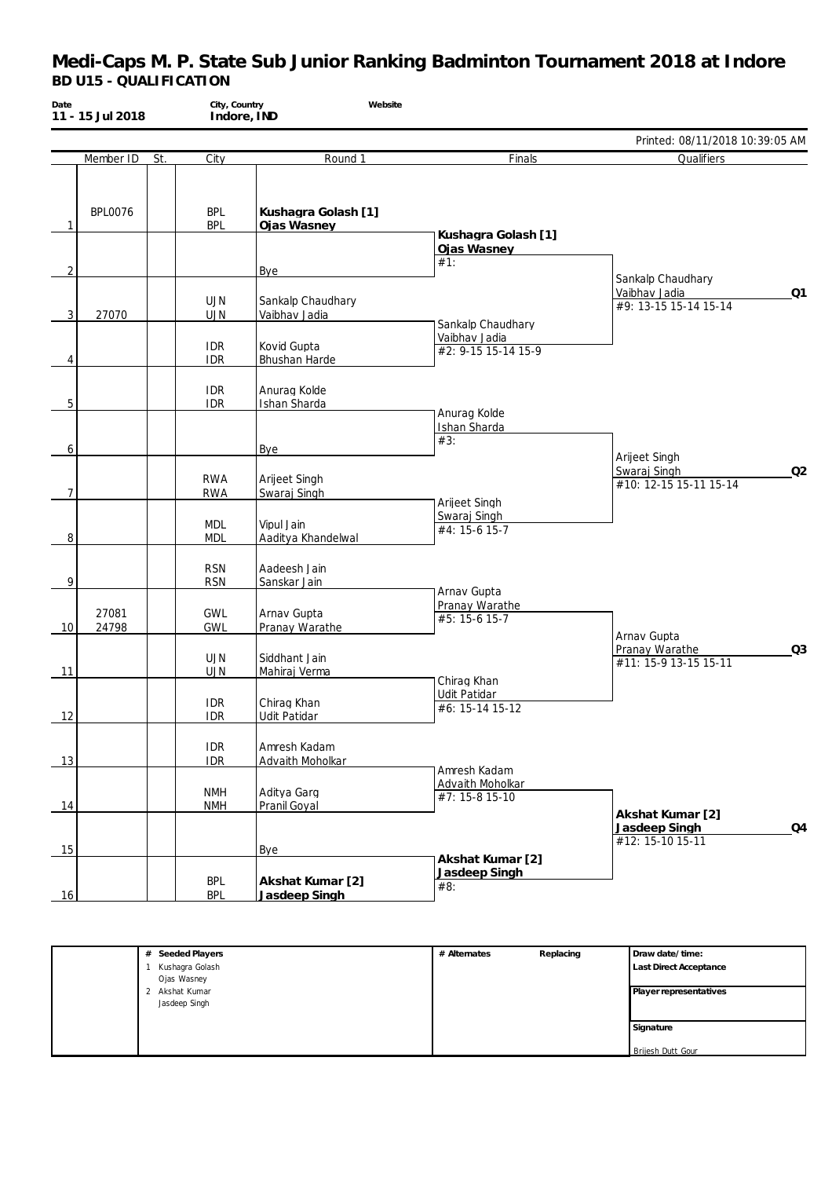# Medi-Caps M. P. State Sub Junior Ranking Badminton Tournament 2018 at Indore

## BD U15 - QUALIFICATION

**Date** 11 - 15 Jul 2018 | **City, Country** Indore, IND | **Website**

Printed: 08/11/2018 10:39:05 AM

| | Member ID | St. | City | Round 1 | Finals | Qualifiers |
|---|---|---|---|---|---|---|
| 1 | BPL0076 | | BPL / BPL | **Kushagra Golash [1]** / **Ojas Wasney** | **Kushagra Golash [1]** / **Ojas Wasney** #1: | |
| 2 | | | | Bye | | Sankalp Chaudhary / Vaibhav Jadia #9: 13-15 15-14 15-14 **Q1** |
| 3 | 27070 | | UJN / UJN | Sankalp Chaudhary / Vaibhav Jadia | Sankalp Chaudhary / Vaibhav Jadia #2: 9-15 15-14 15-9 | |
| 4 | | | IDR / IDR | Kovid Gupta / Bhushan Harde | | |
| 5 | | | IDR / IDR | Anurag Kolde / Ishan Sharda | Anurag Kolde / Ishan Sharda #3: | |
| 6 | | | | Bye | | Arijeet Singh / Swaraj Singh #10: 12-15 15-11 15-14 **Q2** |
| 7 | | | RWA / RWA | Arijeet Singh / Swaraj Singh | Arijeet Singh / Swaraj Singh #4: 15-6 15-7 | |
| 8 | | | MDL / MDL | Vipul Jain / Aaditya Khandelwal | | |
| 9 | | | RSN / RSN | Aadeesh Jain / Sanskar Jain | Arnav Gupta / Pranay Warathe #5: 15-6 15-7 | |
| 10 | 27081 / 24798 | | GWL / GWL | Arnav Gupta / Pranay Warathe | | Arnav Gupta / Pranay Warathe #11: 15-9 13-15 15-11 **Q3** |
| 11 | | | UJN / UJN | Siddhant Jain / Mahiraj Verma | Chirag Khan / Udit Patidar #6: 15-14 15-12 | |
| 12 | | | IDR / IDR | Chirag Khan / Udit Patidar | | |
| 13 | | | IDR / IDR | Amresh Kadam / Advaith Moholkar | Amresh Kadam / Advaith Moholkar #7: 15-8 15-10 | |
| 14 | | | NMH / NMH | Aditya Garg / Pranil Goyal | | **Akshat Kumar [2]** / **Jasdeep Singh** #12: 15-10 15-11 **Q4** |
| 15 | | | | Bye | **Akshat Kumar [2]** / **Jasdeep Singh** #8: | |
| 16 | | | BPL / BPL | **Akshat Kumar [2]** / **Jasdeep Singh** | | |

| # Seeded Players | # Alternates | Replacing | Draw date/time: |
|---|---|---|---|
| 1 Kushagra Golash / Ojas Wasney | | | Last Direct Acceptance |
| 2 Akshat Kumar / Jasdeep Singh | | | Player representatives |
| | | | Signature |
| | | | Brijesh Dutt Gour |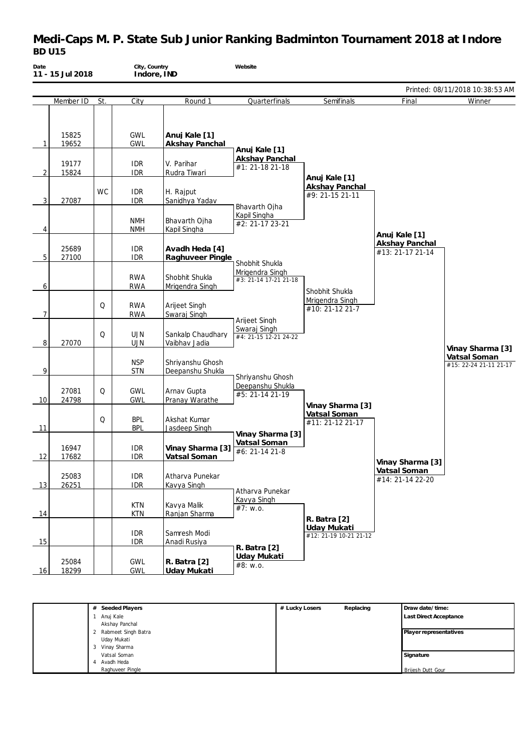# Medi-Caps M. P. State Sub Junior Ranking Badminton Tournament 2018 at Indore

## BD U15

| Date | City, Country | Website |
|---|---|---|
| 11 - 15 Jul 2018 | Indore, IND | |

Printed: 08/11/2018 10:38:53 AM

| | Member ID | St. | City | Round 1 | Quarterfinals | Semifinals | Final | Winner |
|---|---|---|---|---|---|---|---|---|
| 1 | 15825<br>19652 | | GWL<br>GWL | **Anuj Kale [1]**<br>**Akshay Panchal** | | | | |
| | | | | | **Anuj Kale [1]**<br>**Akshay Panchal**<br>#1: 21-18 21-18 | | | |
| 2 | 19177<br>15824 | | IDR<br>IDR | V. Parihar<br>Rudra Tiwari | | | | |
| | | | | | | **Anuj Kale [1]**<br>**Akshay Panchal**<br>#9: 21-15 21-11 | | |
| 3 | 27087 | WC | IDR<br>IDR | H. Rajput<br>Sanidhya Yadav | | | | |
| | | | | | Bhavarth Ojha<br>Kapil Singha<br>#2: 21-17 23-21 | | | |
| 4 | | | NMH<br>NMH | Bhavarth Ojha<br>Kapil Singha | | | | |
| | | | | | | | **Anuj Kale [1]**<br>**Akshay Panchal**<br>#13: 21-17 21-14 | |
| 5 | 25689<br>27100 | | IDR<br>IDR | **Avadh Heda [4]**<br>**Raghuveer Pingle** | | | | |
| | | | | | Shobhit Shukla<br>Mrigendra Singh<br>#3: 21-14 17-21 21-18 | | | |
| 6 | | | RWA<br>RWA | Shobhit Shukla<br>Mrigendra Singh | | | | |
| | | | | | | Shobhit Shukla<br>Mrigendra Singh<br>#10: 21-12 21-7 | | |
| 7 | | Q | RWA<br>RWA | Arijeet Singh<br>Swaraj Singh | | | | |
| | | | | | Arijeet Singh<br>Swaraj Singh<br>#4: 21-15 12-21 24-22 | | | |
| 8 | 27070 | Q | UJN<br>UJN | Sankalp Chaudhary<br>Vaibhav Jadia | | | | |
| | | | | | | | | **Vinay Sharma [3]**<br>**Vatsal Soman**<br>#15: 22-24 21-11 21-17 |
| 9 | | | NSP<br>STN | Shriyanshu Ghosh<br>Deepanshu Shukla | | | | |
| | | | | | Shriyanshu Ghosh<br>Deepanshu Shukla<br>#5: 21-14 21-19 | | | |
| 10 | 27081<br>24798 | Q | GWL<br>GWL | Arnav Gupta<br>Pranay Warathe | | | | |
| | | | | | | **Vinay Sharma [3]**<br>**Vatsal Soman**<br>#11: 21-12 21-17 | | |
| 11 | | Q | BPL<br>BPL | Akshat Kumar<br>Jasdeep Singh | | | | |
| | | | | | **Vinay Sharma [3]**<br>**Vatsal Soman**<br>#6: 21-14 21-8 | | | |
| 12 | 16947<br>17682 | | IDR<br>IDR | **Vinay Sharma [3]**<br>**Vatsal Soman** | | | | |
| | | | | | | | **Vinay Sharma [3]**<br>**Vatsal Soman**<br>#14: 21-14 22-20 | |
| 13 | 25083<br>26251 | | IDR<br>IDR | Atharva Punekar<br>Kavya Singh | | | | |
| | | | | | Atharva Punekar<br>Kavya Singh<br>#7: w.o. | | | |
| 14 | | | KTN<br>KTN | Kavya Malik<br>Ranjan Sharma | | | | |
| | | | | | | **R. Batra [2]**<br>**Uday Mukati**<br>#12: 21-19 10-21 21-12 | | |
| 15 | | | IDR<br>IDR | Samresh Modi<br>Anadi Rusiya | | | | |
| | | | | | **R. Batra [2]**<br>**Uday Mukati**<br>#8: w.o. | | | |
| 16 | 25084<br>18299 | | GWL<br>GWL | **R. Batra [2]**<br>**Uday Mukati** | | | | |

| # | Seeded Players | # Lucky Losers | Replacing | Draw date/time: |
|---|---|---|---|---|
| 1 | Anuj Kale<br>Akshay Panchal | | | Last Direct Acceptance |
| 2 | Rabmeet Singh Batra<br>Uday Mukati | | | Player representatives |
| 3 | Vinay Sharma<br>Vatsal Soman | | | Signature |
| 4 | Avadh Heda<br>Raghuveer Pingle | | | Brijesh Dutt Gour |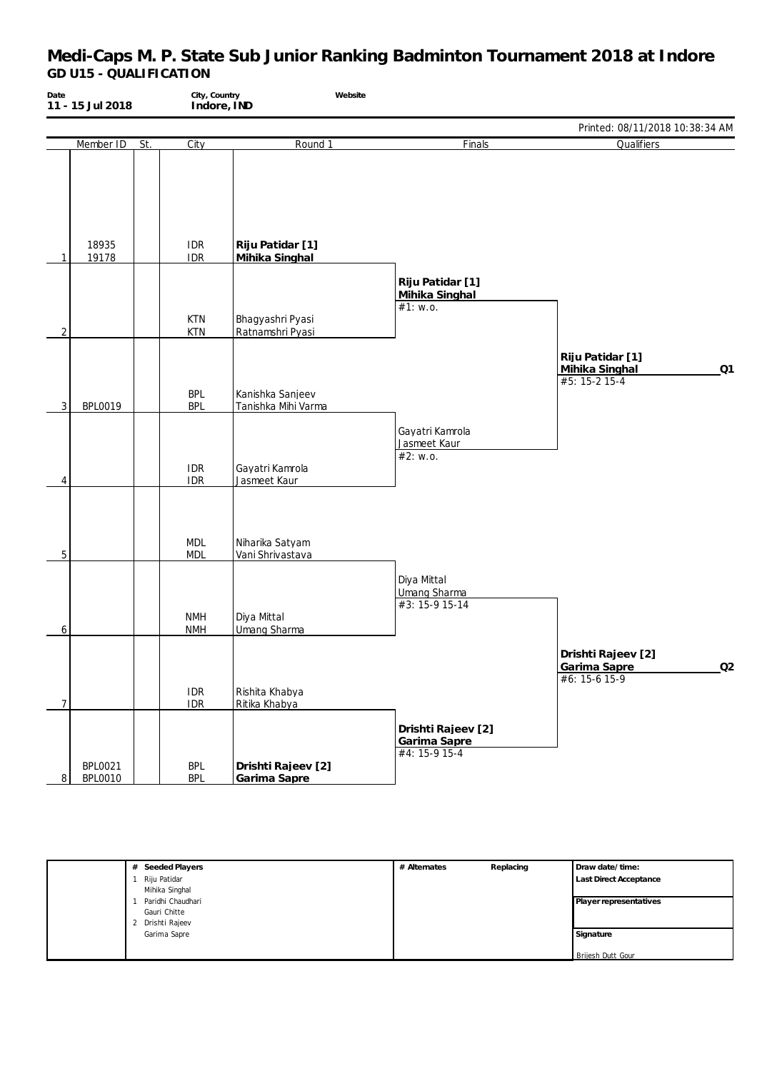# Medi-Caps M. P. State Sub Junior Ranking Badminton Tournament 2018 at Indore

## GD U15 - QUALIFICATION

**Date** 11 - 15 Jul 2018 | **City, Country** Indore, IND | **Website**

Printed: 08/11/2018 10:38:34 AM

| | Member ID | St. | City | Round 1 | Finals | Qualifiers |
|---|---|---|---|---|---|---|
| 1 | 18935<br>19178 | | IDR<br>IDR | **Riju Patidar [1]**<br>**Mihika Singhal** | | |
| | | | | | **Riju Patidar [1]**<br>**Mihika Singhal**<br>#1: w.o. | |
| 2 | | | KTN<br>KTN | Bhagyashri Pyasi<br>Ratnamshri Pyasi | | |
| | | | | | | **Riju Patidar [1]**<br>**Mihika Singhal** Q1<br>#5: 15-2 15-4 |
| 3 | BPL0019 | | BPL<br>BPL | Kanishka Sanjeev<br>Tanishka Mihi Varma | | |
| | | | | | Gayatri Kamrola<br>Jasmeet Kaur<br>#2: w.o. | |
| 4 | | | IDR<br>IDR | Gayatri Kamrola<br>Jasmeet Kaur | | |
| 5 | | | MDL<br>MDL | Niharika Satyam<br>Vani Shrivastava | | |
| | | | | | Diya Mittal<br>Umang Sharma<br>#3: 15-9 15-14 | |
| 6 | | | NMH<br>NMH | Diya Mittal<br>Umang Sharma | | |
| | | | | | | **Drishti Rajeev [2]**<br>**Garima Sapre** Q2<br>#6: 15-6 15-9 |
| 7 | | | IDR<br>IDR | Rishita Khabya<br>Ritika Khabya | | |
| | | | | | **Drishti Rajeev [2]**<br>**Garima Sapre**<br>#4: 15-9 15-4 | |
| 8 | BPL0021<br>BPL0010 | | BPL<br>BPL | **Drishti Rajeev [2]**<br>**Garima Sapre** | | |

| # Seeded Players | # Alternates | Replacing | Draw date/time: |
|---|---|---|---|
| 1 Riju Patidar<br>Mihika Singhal<br>1 Paridhi Chaudhari<br>Gauri Chitte<br>2 Drishti Rajeev<br>Garima Sapre | | | **Last Direct Acceptance**<br><br>**Player representatives**<br><br>**Signature**<br>Brijesh Dutt Gour |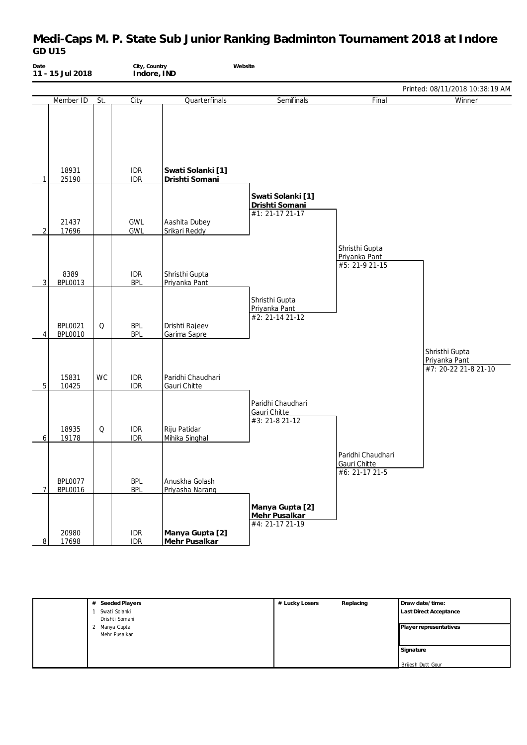# Medi-Caps M. P. State Sub Junior Ranking Badminton Tournament 2018 at Indore

## GD U15

| Date | City, Country | Website |
|---|---|---|
| 11 - 15 Jul 2018 | Indore, IND | |

Printed: 08/11/2018 10:38:19 AM

| | Member ID | St. | City | Quarterfinals | Semifinals | Final | Winner |
|---|---|---|---|---|---|---|---|
| 1 | 18931<br>25190 | | IDR<br>IDR | **Swati Solanki [1]**<br>**Drishti Somani** | | | |
| | | | | | **Swati Solanki [1]**<br>**Drishti Somani**<br>#1: 21-17 21-17 | | |
| 2 | 21437<br>17696 | | GWL<br>GWL | Aashita Dubey<br>Srikari Reddy | | | |
| | | | | | | Shristhi Gupta<br>Priyanka Pant<br>#5: 21-9 21-15 | |
| 3 | 8389<br>BPL0013 | | IDR<br>BPL | Shristhi Gupta<br>Priyanka Pant | | | |
| | | | | | Shristhi Gupta<br>Priyanka Pant<br>#2: 21-14 21-12 | | |
| 4 | BPL0021<br>BPL0010 | Q | BPL<br>BPL | Drishti Rajeev<br>Garima Sapre | | | |
| | | | | | | | Shristhi Gupta<br>Priyanka Pant<br>#7: 20-22 21-8 21-10 |
| 5 | 15831<br>10425 | WC | IDR<br>IDR | Paridhi Chaudhari<br>Gauri Chitte | | | |
| | | | | | Paridhi Chaudhari<br>Gauri Chitte<br>#3: 21-8 21-12 | | |
| 6 | 18935<br>19178 | Q | IDR<br>IDR | Riju Patidar<br>Mihika Singhal | | | |
| | | | | | | Paridhi Chaudhari<br>Gauri Chitte<br>#6: 21-17 21-5 | |
| 7 | BPL0077<br>BPL0016 | | BPL<br>BPL | Anuskha Golash<br>Priyasha Narang | | | |
| | | | | | **Manya Gupta [2]**<br>**Mehr Pusalkar**<br>#4: 21-17 21-19 | | |
| 8 | 20980<br>17698 | | IDR<br>IDR | **Manya Gupta [2]**<br>**Mehr Pusalkar** | | | |

| # Seeded Players | # Lucky Losers | Replacing | Draw date/time: |
|---|---|---|---|
| 1 Swati Solanki<br>Drishti Somani | | | Last Direct Acceptance |
| 2 Manya Gupta<br>Mehr Pusalkar | | | Player representatives |
| | | | Signature<br>Brijesh Dutt Gour |